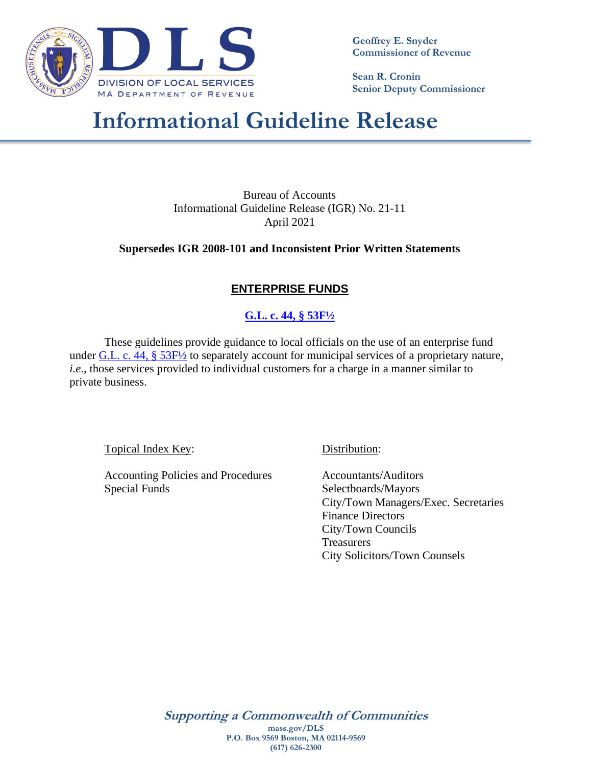DIVISION OF LOCAL SERVICES
MA DEPARTMENT OF REVENUE

Geoffrey E. Snyder
Commissioner of Revenue

Sean R. Cronin
Senior Deputy Commissioner

# Informational Guideline Release

Bureau of Accounts
Informational Guideline Release (IGR) No. 21-11
April 2021

**Supersedes IGR 2008-101 and Inconsistent Prior Written Statements**

## ENTERPRISE FUNDS

**G.L. c. 44, § 53F½**

These guidelines provide guidance to local officials on the use of an enterprise fund under G.L. c. 44, § 53F½ to separately account for municipal services of a proprietary nature, *i.e.*, those services provided to individual customers for a charge in a manner similar to private business.

Topical Index Key:

Accounting Policies and Procedures
Special Funds

Distribution:

Accountants/Auditors
Selectboards/Mayors
City/Town Managers/Exec. Secretaries
Finance Directors
City/Town Councils
Treasurers
City Solicitors/Town Counsels

*Supporting a Commonwealth of Communities*
mass.gov/DLS
P.O. Box 9569 Boston, MA 02114-9569
(617) 626-2300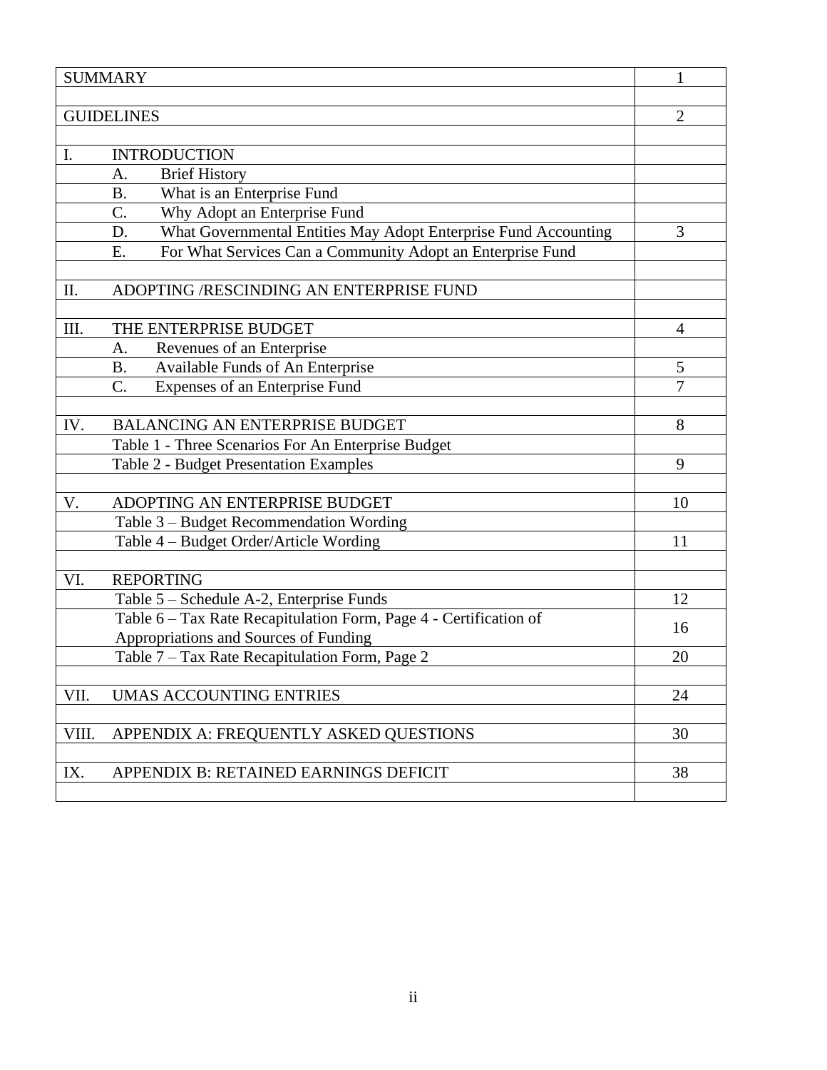| | |
|---|---|
| SUMMARY | 1 |
| | |
| GUIDELINES | 2 |
| | |
| I. INTRODUCTION | |
| A. Brief History | |
| B. What is an Enterprise Fund | |
| C. Why Adopt an Enterprise Fund | |
| D. What Governmental Entities May Adopt Enterprise Fund Accounting | 3 |
| E. For What Services Can a Community Adopt an Enterprise Fund | |
| | |
| II. ADOPTING /RESCINDING AN ENTERPRISE FUND | |
| | |
| III. THE ENTERPRISE BUDGET | 4 |
| A. Revenues of an Enterprise | |
| B. Available Funds of An Enterprise | 5 |
| C. Expenses of an Enterprise Fund | 7 |
| | |
| IV. BALANCING AN ENTERPRISE BUDGET | 8 |
| Table 1 - Three Scenarios For An Enterprise Budget | |
| Table 2 - Budget Presentation Examples | 9 |
| | |
| V. ADOPTING AN ENTERPRISE BUDGET | 10 |
| Table 3 – Budget Recommendation Wording | |
| Table 4 – Budget Order/Article Wording | 11 |
| | |
| VI. REPORTING | |
| Table 5 – Schedule A-2, Enterprise Funds | 12 |
| Table 6 – Tax Rate Recapitulation Form, Page 4 - Certification of Appropriations and Sources of Funding | 16 |
| Table 7 – Tax Rate Recapitulation Form, Page 2 | 20 |
| | |
| VII. UMAS ACCOUNTING ENTRIES | 24 |
| | |
| VIII. APPENDIX A: FREQUENTLY ASKED QUESTIONS | 30 |
| | |
| IX. APPENDIX B: RETAINED EARNINGS DEFICIT | 38 |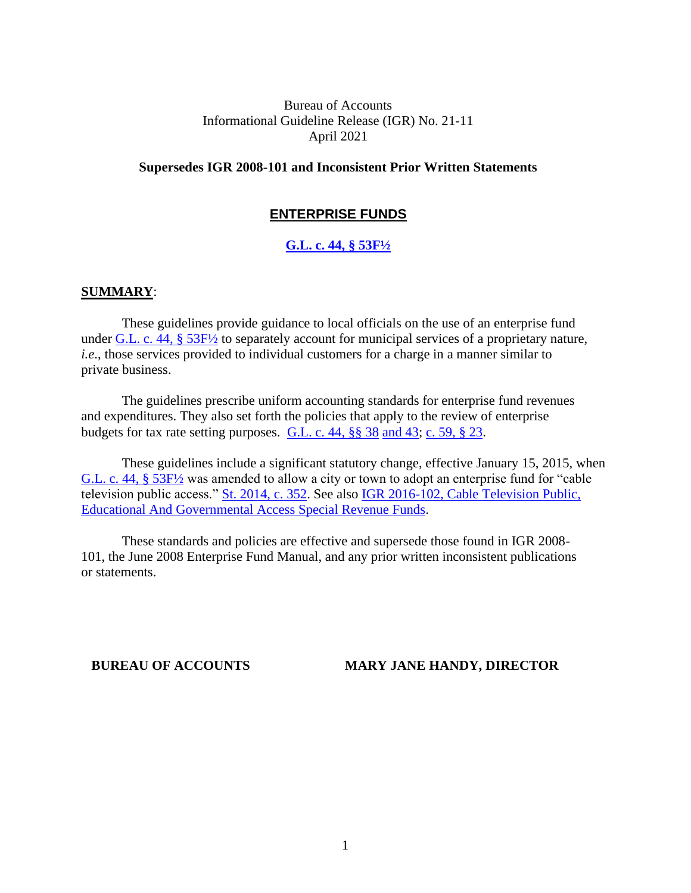Bureau of Accounts
Informational Guideline Release (IGR) No. 21-11
April 2021

**Supersedes IGR 2008-101 and Inconsistent Prior Written Statements**

# ENTERPRISE FUNDS

## G.L. c. 44, § 53F½

**SUMMARY**:

These guidelines provide guidance to local officials on the use of an enterprise fund under G.L. c. 44, § 53F½ to separately account for municipal services of a proprietary nature, *i.e.*, those services provided to individual customers for a charge in a manner similar to private business.

The guidelines prescribe uniform accounting standards for enterprise fund revenues and expenditures. They also set forth the policies that apply to the review of enterprise budgets for tax rate setting purposes. G.L. c. 44, §§ 38 and 43; c. 59, § 23.

These guidelines include a significant statutory change, effective January 15, 2015, when G.L. c. 44, § 53F½ was amended to allow a city or town to adopt an enterprise fund for "cable television public access." St. 2014, c. 352. See also IGR 2016-102, Cable Television Public, Educational And Governmental Access Special Revenue Funds.

These standards and policies are effective and supersede those found in IGR 2008-101, the June 2008 Enterprise Fund Manual, and any prior written inconsistent publications or statements.

**BUREAU OF ACCOUNTS** **MARY JANE HANDY, DIRECTOR**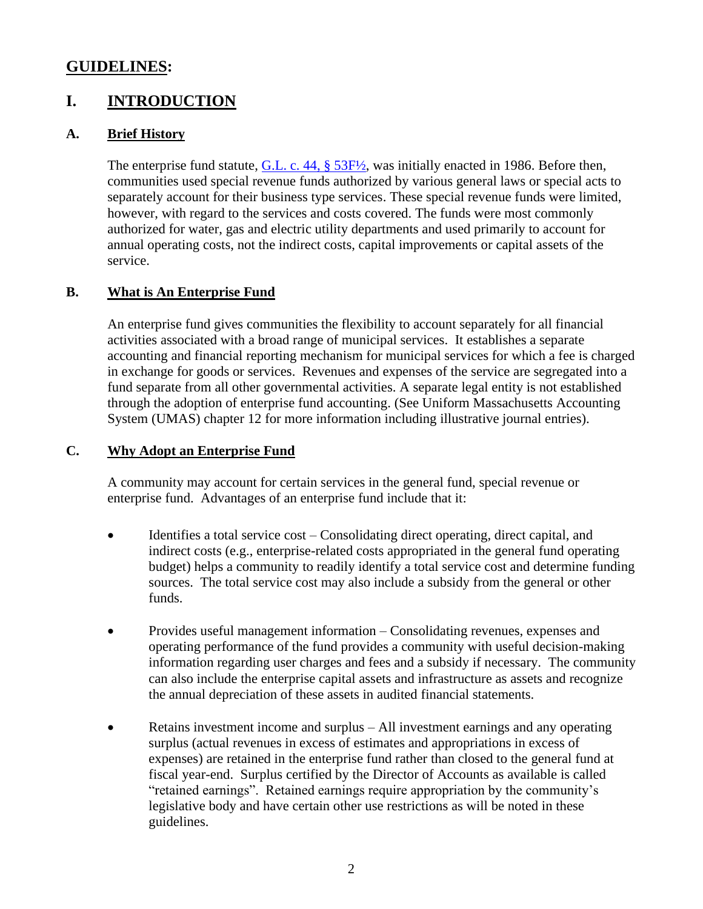# GUIDELINES:

## I. INTRODUCTION

### A. Brief History

The enterprise fund statute, [G.L. c. 44, § 53F½](), was initially enacted in 1986. Before then, communities used special revenue funds authorized by various general laws or special acts to separately account for their business type services. These special revenue funds were limited, however, with regard to the services and costs covered. The funds were most commonly authorized for water, gas and electric utility departments and used primarily to account for annual operating costs, not the indirect costs, capital improvements or capital assets of the service.

### B. What is An Enterprise Fund

An enterprise fund gives communities the flexibility to account separately for all financial activities associated with a broad range of municipal services. It establishes a separate accounting and financial reporting mechanism for municipal services for which a fee is charged in exchange for goods or services. Revenues and expenses of the service are segregated into a fund separate from all other governmental activities. A separate legal entity is not established through the adoption of enterprise fund accounting. (See Uniform Massachusetts Accounting System (UMAS) chapter 12 for more information including illustrative journal entries).

### C. Why Adopt an Enterprise Fund

A community may account for certain services in the general fund, special revenue or enterprise fund. Advantages of an enterprise fund include that it:

- Identifies a total service cost – Consolidating direct operating, direct capital, and indirect costs (e.g., enterprise-related costs appropriated in the general fund operating budget) helps a community to readily identify a total service cost and determine funding sources. The total service cost may also include a subsidy from the general or other funds.

- Provides useful management information – Consolidating revenues, expenses and operating performance of the fund provides a community with useful decision-making information regarding user charges and fees and a subsidy if necessary. The community can also include the enterprise capital assets and infrastructure as assets and recognize the annual depreciation of these assets in audited financial statements.

- Retains investment income and surplus – All investment earnings and any operating surplus (actual revenues in excess of estimates and appropriations in excess of expenses) are retained in the enterprise fund rather than closed to the general fund at fiscal year-end. Surplus certified by the Director of Accounts as available is called "retained earnings". Retained earnings require appropriation by the community's legislative body and have certain other use restrictions as will be noted in these guidelines.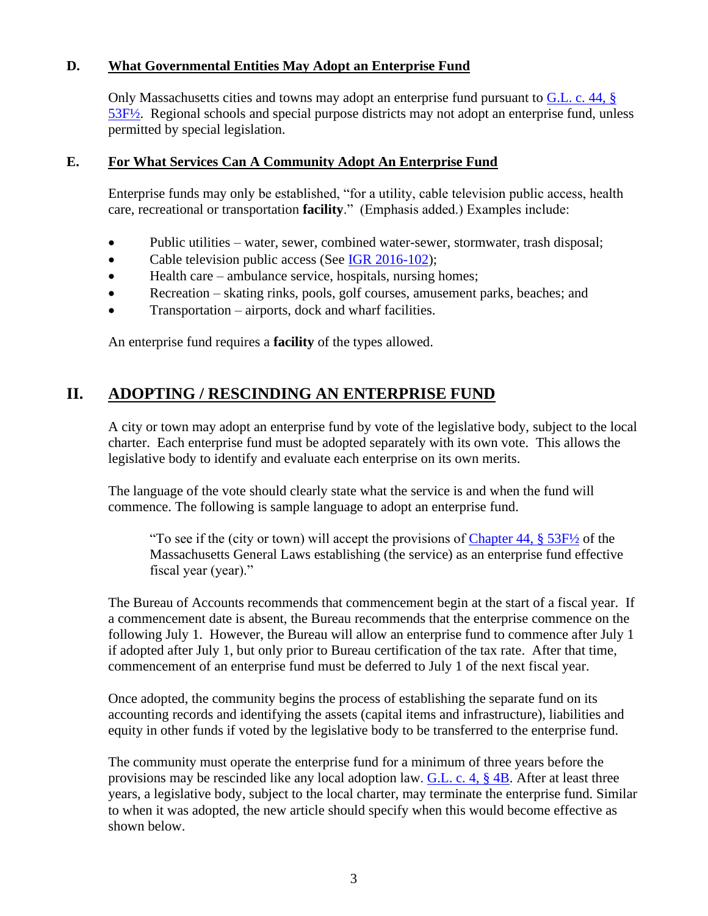### D. What Governmental Entities May Adopt an Enterprise Fund

Only Massachusetts cities and towns may adopt an enterprise fund pursuant to G.L. c. 44, § 53F½. Regional schools and special purpose districts may not adopt an enterprise fund, unless permitted by special legislation.

### E. For What Services Can A Community Adopt An Enterprise Fund

Enterprise funds may only be established, "for a utility, cable television public access, health care, recreational or transportation **facility**." (Emphasis added.) Examples include:

- Public utilities – water, sewer, combined water-sewer, stormwater, trash disposal;
- Cable television public access (See IGR 2016-102);
- Health care – ambulance service, hospitals, nursing homes;
- Recreation – skating rinks, pools, golf courses, amusement parks, beaches; and
- Transportation – airports, dock and wharf facilities.

An enterprise fund requires a **facility** of the types allowed.

## II. ADOPTING / RESCINDING AN ENTERPRISE FUND

A city or town may adopt an enterprise fund by vote of the legislative body, subject to the local charter. Each enterprise fund must be adopted separately with its own vote. This allows the legislative body to identify and evaluate each enterprise on its own merits.

The language of the vote should clearly state what the service is and when the fund will commence. The following is sample language to adopt an enterprise fund.

> "To see if the (city or town) will accept the provisions of Chapter 44, § 53F½ of the Massachusetts General Laws establishing (the service) as an enterprise fund effective fiscal year (year)."

The Bureau of Accounts recommends that commencement begin at the start of a fiscal year. If a commencement date is absent, the Bureau recommends that the enterprise commence on the following July 1. However, the Bureau will allow an enterprise fund to commence after July 1 if adopted after July 1, but only prior to Bureau certification of the tax rate. After that time, commencement of an enterprise fund must be deferred to July 1 of the next fiscal year.

Once adopted, the community begins the process of establishing the separate fund on its accounting records and identifying the assets (capital items and infrastructure), liabilities and equity in other funds if voted by the legislative body to be transferred to the enterprise fund.

The community must operate the enterprise fund for a minimum of three years before the provisions may be rescinded like any local adoption law. G.L. c. 4, § 4B. After at least three years, a legislative body, subject to the local charter, may terminate the enterprise fund. Similar to when it was adopted, the new article should specify when this would become effective as shown below.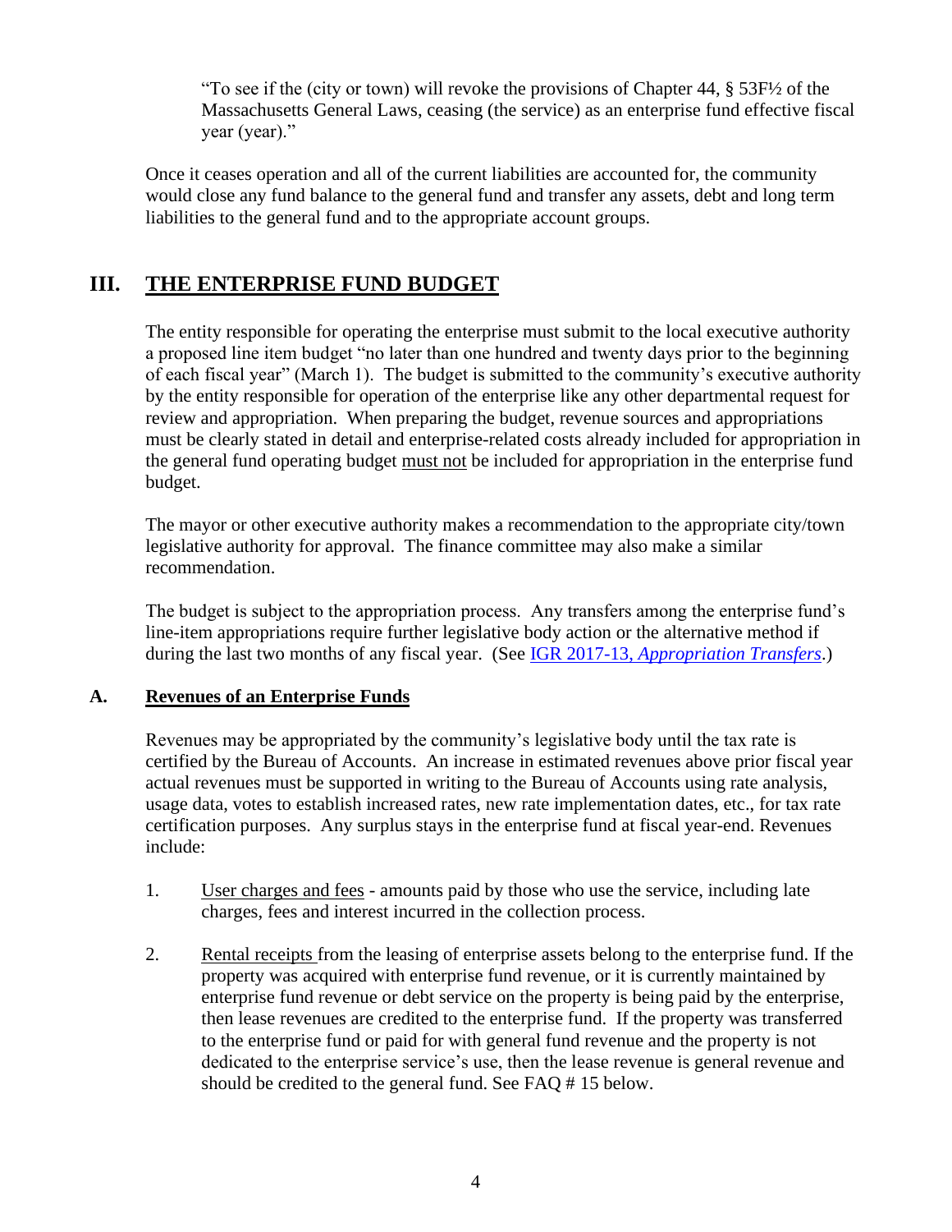"To see if the (city or town) will revoke the provisions of Chapter 44, § 53F½ of the Massachusetts General Laws, ceasing (the service) as an enterprise fund effective fiscal year (year)."

Once it ceases operation and all of the current liabilities are accounted for, the community would close any fund balance to the general fund and transfer any assets, debt and long term liabilities to the general fund and to the appropriate account groups.

## III. THE ENTERPRISE FUND BUDGET

The entity responsible for operating the enterprise must submit to the local executive authority a proposed line item budget "no later than one hundred and twenty days prior to the beginning of each fiscal year" (March 1). The budget is submitted to the community's executive authority by the entity responsible for operation of the enterprise like any other departmental request for review and appropriation. When preparing the budget, revenue sources and appropriations must be clearly stated in detail and enterprise-related costs already included for appropriation in the general fund operating budget must not be included for appropriation in the enterprise fund budget.

The mayor or other executive authority makes a recommendation to the appropriate city/town legislative authority for approval. The finance committee may also make a similar recommendation.

The budget is subject to the appropriation process. Any transfers among the enterprise fund's line-item appropriations require further legislative body action or the alternative method if during the last two months of any fiscal year. (See IGR 2017-13, *Appropriation Transfers*.)

### A. Revenues of an Enterprise Funds

Revenues may be appropriated by the community's legislative body until the tax rate is certified by the Bureau of Accounts. An increase in estimated revenues above prior fiscal year actual revenues must be supported in writing to the Bureau of Accounts using rate analysis, usage data, votes to establish increased rates, new rate implementation dates, etc., for tax rate certification purposes. Any surplus stays in the enterprise fund at fiscal year-end. Revenues include:

1. User charges and fees - amounts paid by those who use the service, including late charges, fees and interest incurred in the collection process.

2. Rental receipts from the leasing of enterprise assets belong to the enterprise fund. If the property was acquired with enterprise fund revenue, or it is currently maintained by enterprise fund revenue or debt service on the property is being paid by the enterprise, then lease revenues are credited to the enterprise fund. If the property was transferred to the enterprise fund or paid for with general fund revenue and the property is not dedicated to the enterprise service's use, then the lease revenue is general revenue and should be credited to the general fund. See FAQ # 15 below.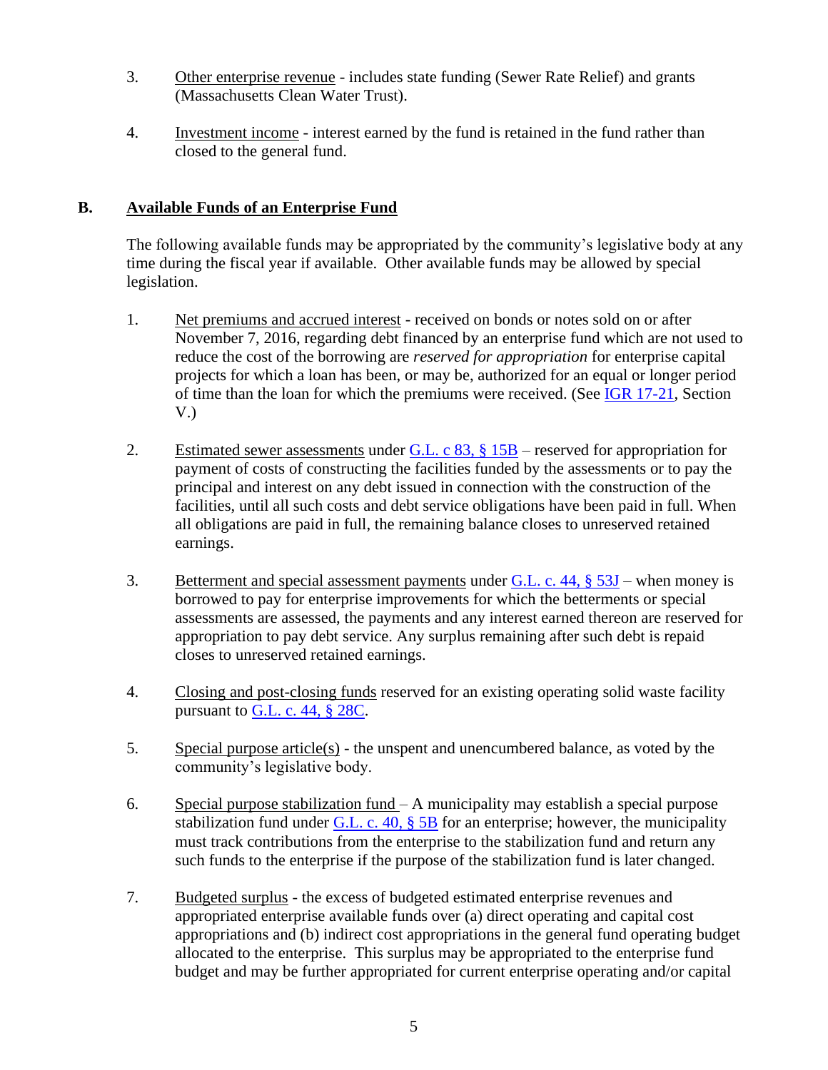3. Other enterprise revenue - includes state funding (Sewer Rate Relief) and grants (Massachusetts Clean Water Trust).

4. Investment income - interest earned by the fund is retained in the fund rather than closed to the general fund.

## B. Available Funds of an Enterprise Fund

The following available funds may be appropriated by the community's legislative body at any time during the fiscal year if available. Other available funds may be allowed by special legislation.

1. Net premiums and accrued interest - received on bonds or notes sold on or after November 7, 2016, regarding debt financed by an enterprise fund which are not used to reduce the cost of the borrowing are *reserved for appropriation* for enterprise capital projects for which a loan has been, or may be, authorized for an equal or longer period of time than the loan for which the premiums were received. (See IGR 17-21, Section V.)

2. Estimated sewer assessments under G.L. c 83, § 15B – reserved for appropriation for payment of costs of constructing the facilities funded by the assessments or to pay the principal and interest on any debt issued in connection with the construction of the facilities, until all such costs and debt service obligations have been paid in full. When all obligations are paid in full, the remaining balance closes to unreserved retained earnings.

3. Betterment and special assessment payments under G.L. c. 44, § 53J – when money is borrowed to pay for enterprise improvements for which the betterments or special assessments are assessed, the payments and any interest earned thereon are reserved for appropriation to pay debt service. Any surplus remaining after such debt is repaid closes to unreserved retained earnings.

4. Closing and post-closing funds reserved for an existing operating solid waste facility pursuant to G.L. c. 44, § 28C.

5. Special purpose article(s) - the unspent and unencumbered balance, as voted by the community's legislative body.

6. Special purpose stabilization fund – A municipality may establish a special purpose stabilization fund under G.L. c. 40, § 5B for an enterprise; however, the municipality must track contributions from the enterprise to the stabilization fund and return any such funds to the enterprise if the purpose of the stabilization fund is later changed.

7. Budgeted surplus - the excess of budgeted estimated enterprise revenues and appropriated enterprise available funds over (a) direct operating and capital cost appropriations and (b) indirect cost appropriations in the general fund operating budget allocated to the enterprise. This surplus may be appropriated to the enterprise fund budget and may be further appropriated for current enterprise operating and/or capital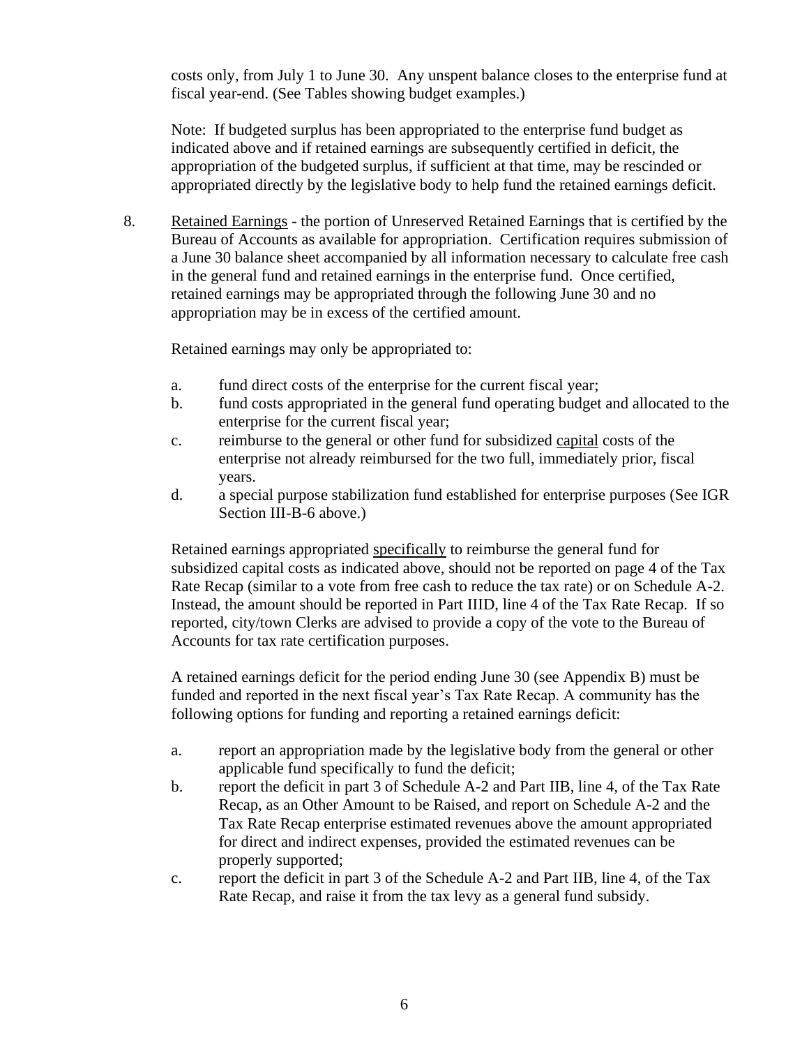costs only, from July 1 to June 30. Any unspent balance closes to the enterprise fund at fiscal year-end. (See Tables showing budget examples.)

Note: If budgeted surplus has been appropriated to the enterprise fund budget as indicated above and if retained earnings are subsequently certified in deficit, the appropriation of the budgeted surplus, if sufficient at that time, may be rescinded or appropriated directly by the legislative body to help fund the retained earnings deficit.

8. Retained Earnings - the portion of Unreserved Retained Earnings that is certified by the Bureau of Accounts as available for appropriation. Certification requires submission of a June 30 balance sheet accompanied by all information necessary to calculate free cash in the general fund and retained earnings in the enterprise fund. Once certified, retained earnings may be appropriated through the following June 30 and no appropriation may be in excess of the certified amount.

   Retained earnings may only be appropriated to:

   a. fund direct costs of the enterprise for the current fiscal year;
   b. fund costs appropriated in the general fund operating budget and allocated to the enterprise for the current fiscal year;
   c. reimburse to the general or other fund for subsidized capital costs of the enterprise not already reimbursed for the two full, immediately prior, fiscal years.
   d. a special purpose stabilization fund established for enterprise purposes (See IGR Section III-B-6 above.)

   Retained earnings appropriated specifically to reimburse the general fund for subsidized capital costs as indicated above, should not be reported on page 4 of the Tax Rate Recap (similar to a vote from free cash to reduce the tax rate) or on Schedule A-2. Instead, the amount should be reported in Part IIID, line 4 of the Tax Rate Recap. If so reported, city/town Clerks are advised to provide a copy of the vote to the Bureau of Accounts for tax rate certification purposes.

   A retained earnings deficit for the period ending June 30 (see Appendix B) must be funded and reported in the next fiscal year's Tax Rate Recap. A community has the following options for funding and reporting a retained earnings deficit:

   a. report an appropriation made by the legislative body from the general or other applicable fund specifically to fund the deficit;
   b. report the deficit in part 3 of Schedule A-2 and Part IIB, line 4, of the Tax Rate Recap, as an Other Amount to be Raised, and report on Schedule A-2 and the Tax Rate Recap enterprise estimated revenues above the amount appropriated for direct and indirect expenses, provided the estimated revenues can be properly supported;
   c. report the deficit in part 3 of the Schedule A-2 and Part IIB, line 4, of the Tax Rate Recap, and raise it from the tax levy as a general fund subsidy.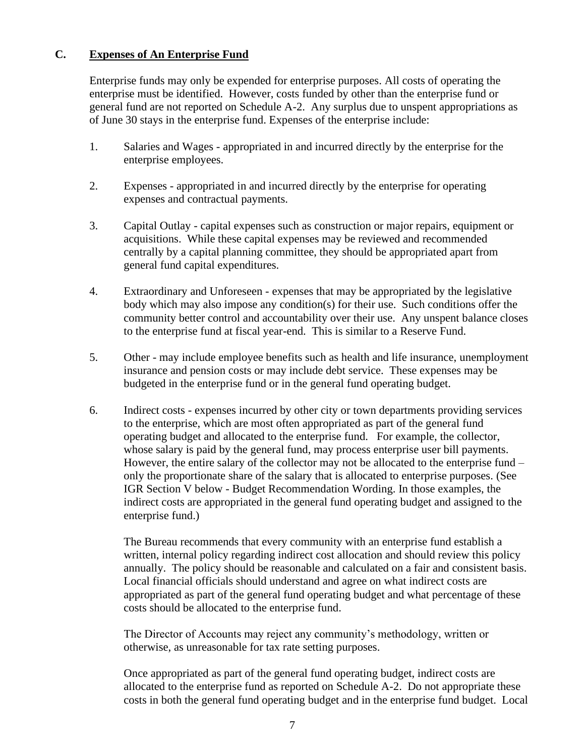### C. Expenses of An Enterprise Fund

Enterprise funds may only be expended for enterprise purposes. All costs of operating the enterprise must be identified. However, costs funded by other than the enterprise fund or general fund are not reported on Schedule A-2. Any surplus due to unspent appropriations as of June 30 stays in the enterprise fund. Expenses of the enterprise include:

1. Salaries and Wages - appropriated in and incurred directly by the enterprise for the enterprise employees.

2. Expenses - appropriated in and incurred directly by the enterprise for operating expenses and contractual payments.

3. Capital Outlay - capital expenses such as construction or major repairs, equipment or acquisitions. While these capital expenses may be reviewed and recommended centrally by a capital planning committee, they should be appropriated apart from general fund capital expenditures.

4. Extraordinary and Unforeseen - expenses that may be appropriated by the legislative body which may also impose any condition(s) for their use. Such conditions offer the community better control and accountability over their use. Any unspent balance closes to the enterprise fund at fiscal year-end. This is similar to a Reserve Fund.

5. Other - may include employee benefits such as health and life insurance, unemployment insurance and pension costs or may include debt service. These expenses may be budgeted in the enterprise fund or in the general fund operating budget.

6. Indirect costs - expenses incurred by other city or town departments providing services to the enterprise, which are most often appropriated as part of the general fund operating budget and allocated to the enterprise fund. For example, the collector, whose salary is paid by the general fund, may process enterprise user bill payments. However, the entire salary of the collector may not be allocated to the enterprise fund – only the proportionate share of the salary that is allocated to enterprise purposes. (See IGR Section V below - Budget Recommendation Wording. In those examples, the indirect costs are appropriated in the general fund operating budget and assigned to the enterprise fund.)

   The Bureau recommends that every community with an enterprise fund establish a written, internal policy regarding indirect cost allocation and should review this policy annually. The policy should be reasonable and calculated on a fair and consistent basis. Local financial officials should understand and agree on what indirect costs are appropriated as part of the general fund operating budget and what percentage of these costs should be allocated to the enterprise fund.

   The Director of Accounts may reject any community's methodology, written or otherwise, as unreasonable for tax rate setting purposes.

   Once appropriated as part of the general fund operating budget, indirect costs are allocated to the enterprise fund as reported on Schedule A-2. Do not appropriate these costs in both the general fund operating budget and in the enterprise fund budget. Local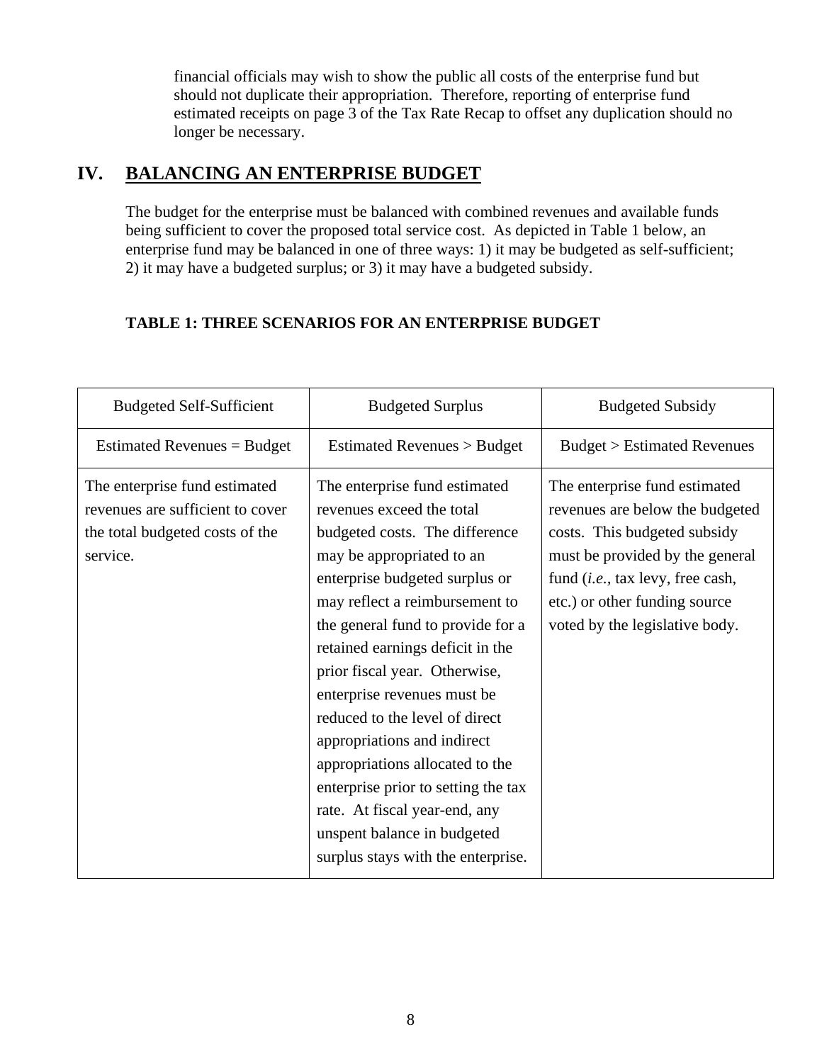financial officials may wish to show the public all costs of the enterprise fund but should not duplicate their appropriation. Therefore, reporting of enterprise fund estimated receipts on page 3 of the Tax Rate Recap to offset any duplication should no longer be necessary.

## IV. BALANCING AN ENTERPRISE BUDGET

The budget for the enterprise must be balanced with combined revenues and available funds being sufficient to cover the proposed total service cost. As depicted in Table 1 below, an enterprise fund may be balanced in one of three ways: 1) it may be budgeted as self-sufficient; 2) it may have a budgeted surplus; or 3) it may have a budgeted subsidy.

**TABLE 1: THREE SCENARIOS FOR AN ENTERPRISE BUDGET**

| Budgeted Self-Sufficient | Budgeted Surplus | Budgeted Subsidy |
|---|---|---|
| Estimated Revenues = Budget | Estimated Revenues > Budget | Budget > Estimated Revenues |
| The enterprise fund estimated revenues are sufficient to cover the total budgeted costs of the service. | The enterprise fund estimated revenues exceed the total budgeted costs. The difference may be appropriated to an enterprise budgeted surplus or may reflect a reimbursement to the general fund to provide for a retained earnings deficit in the prior fiscal year. Otherwise, enterprise revenues must be reduced to the level of direct appropriations and indirect appropriations allocated to the enterprise prior to setting the tax rate. At fiscal year-end, any unspent balance in budgeted surplus stays with the enterprise. | The enterprise fund estimated revenues are below the budgeted costs. This budgeted subsidy must be provided by the general fund (*i.e.*, tax levy, free cash, etc.) or other funding source voted by the legislative body. |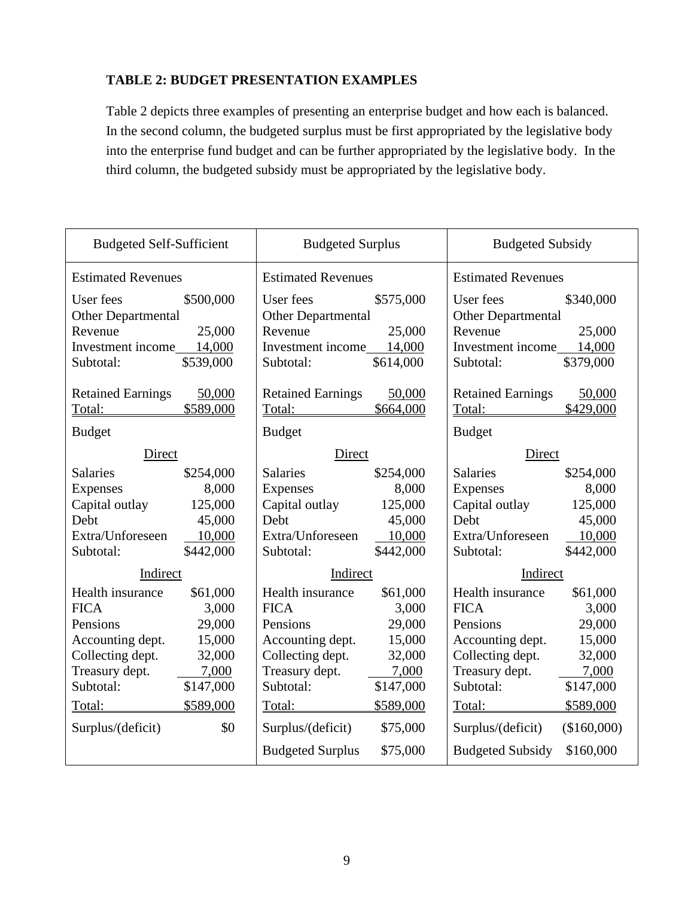### TABLE 2: BUDGET PRESENTATION EXAMPLES

Table 2 depicts three examples of presenting an enterprise budget and how each is balanced. In the second column, the budgeted surplus must be first appropriated by the legislative body into the enterprise fund budget and can be further appropriated by the legislative body. In the third column, the budgeted subsidy must be appropriated by the legislative body.

| Budgeted Self-Sufficient | | Budgeted Surplus | | Budgeted Subsidy | |
|---|---|---|---|---|---|
| Estimated Revenues | | Estimated Revenues | | Estimated Revenues | |
| User fees | $500,000 | User fees | $575,000 | User fees | $340,000 |
| Other Departmental Revenue | 25,000 | Other Departmental Revenue | 25,000 | Other Departmental Revenue | 25,000 |
| Investment income | 14,000 | Investment income | 14,000 | Investment income | 14,000 |
| Subtotal: | $539,000 | Subtotal: | $614,000 | Subtotal: | $379,000 |
| Retained Earnings | 50,000 | Retained Earnings | 50,000 | Retained Earnings | 50,000 |
| Total: | $589,000 | Total: | $664,000 | Total: | $429,000 |
| Budget | | Budget | | Budget | |
| Direct | | Direct | | Direct | |
| Salaries | $254,000 | Salaries | $254,000 | Salaries | $254,000 |
| Expenses | 8,000 | Expenses | 8,000 | Expenses | 8,000 |
| Capital outlay | 125,000 | Capital outlay | 125,000 | Capital outlay | 125,000 |
| Debt | 45,000 | Debt | 45,000 | Debt | 45,000 |
| Extra/Unforeseen | 10,000 | Extra/Unforeseen | 10,000 | Extra/Unforeseen | 10,000 |
| Subtotal: | $442,000 | Subtotal: | $442,000 | Subtotal: | $442,000 |
| Indirect | | Indirect | | Indirect | |
| Health insurance | $61,000 | Health insurance | $61,000 | Health insurance | $61,000 |
| FICA | 3,000 | FICA | 3,000 | FICA | 3,000 |
| Pensions | 29,000 | Pensions | 29,000 | Pensions | 29,000 |
| Accounting dept. | 15,000 | Accounting dept. | 15,000 | Accounting dept. | 15,000 |
| Collecting dept. | 32,000 | Collecting dept. | 32,000 | Collecting dept. | 32,000 |
| Treasury dept. | 7,000 | Treasury dept. | 7,000 | Treasury dept. | 7,000 |
| Subtotal: | $147,000 | Subtotal: | $147,000 | Subtotal: | $147,000 |
| Total: | $589,000 | Total: | $589,000 | Total: | $589,000 |
| Surplus/(deficit) | $0 | Surplus/(deficit) | $75,000 | Surplus/(deficit) | ($160,000) |
| | | Budgeted Surplus | $75,000 | Budgeted Subsidy | $160,000 |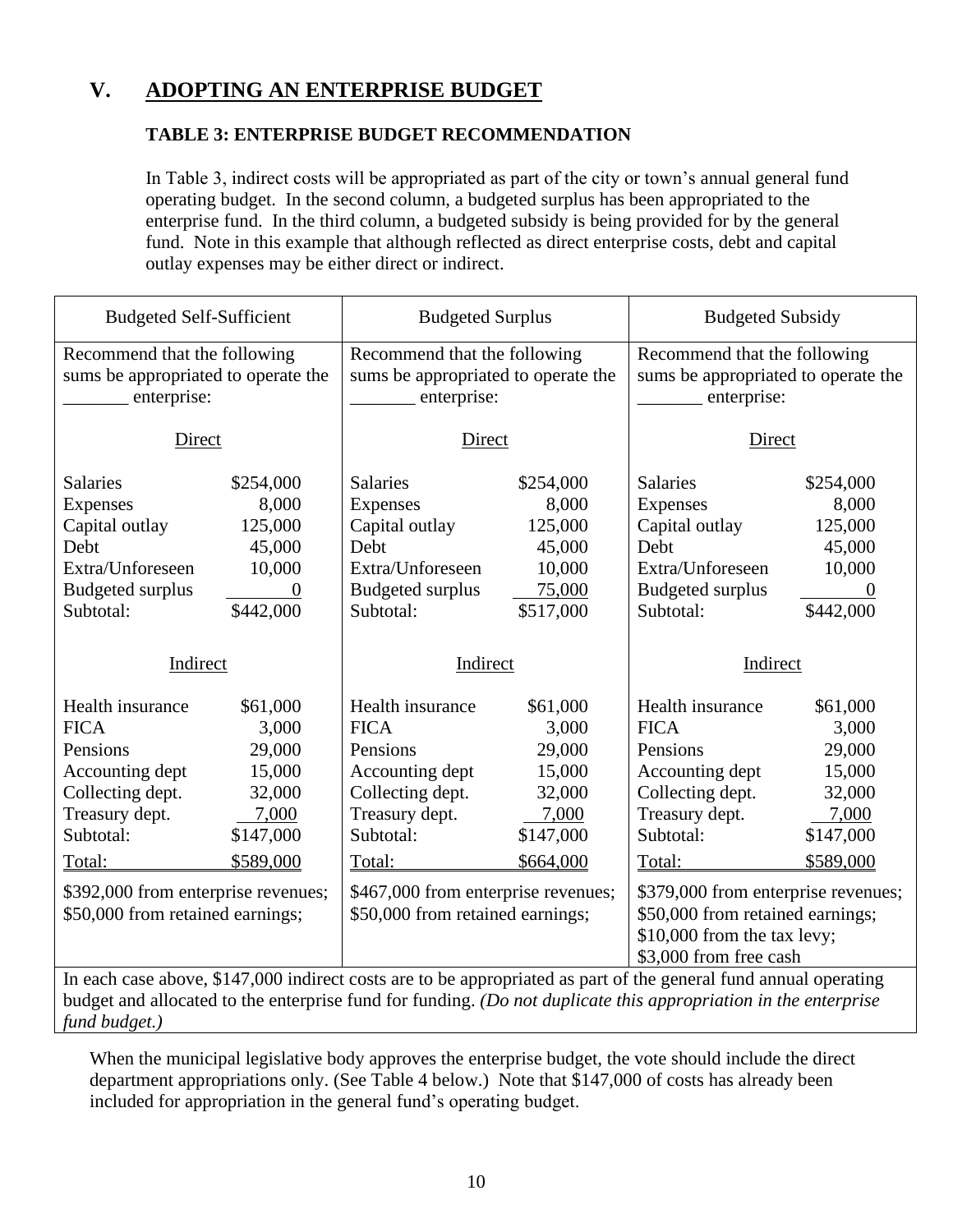# V. ADOPTING AN ENTERPRISE BUDGET

### TABLE 3: ENTERPRISE BUDGET RECOMMENDATION

In Table 3, indirect costs will be appropriated as part of the city or town's annual general fund operating budget. In the second column, a budgeted surplus has been appropriated to the enterprise fund. In the third column, a budgeted subsidy is being provided for by the general fund. Note in this example that although reflected as direct enterprise costs, debt and capital outlay expenses may be either direct or indirect.

| Budgeted Self-Sufficient | | Budgeted Surplus | | Budgeted Subsidy | |
|---|---|---|---|---|---|
| Recommend that the following sums be appropriated to operate the _______ enterprise: | | Recommend that the following sums be appropriated to operate the _______ enterprise: | | Recommend that the following sums be appropriated to operate the _______ enterprise: | |
| Direct | | Direct | | Direct | |
| Salaries | $254,000 | Salaries | $254,000 | Salaries | $254,000 |
| Expenses | 8,000 | Expenses | 8,000 | Expenses | 8,000 |
| Capital outlay | 125,000 | Capital outlay | 125,000 | Capital outlay | 125,000 |
| Debt | 45,000 | Debt | 45,000 | Debt | 45,000 |
| Extra/Unforeseen | 10,000 | Extra/Unforeseen | 10,000 | Extra/Unforeseen | 10,000 |
| Budgeted surplus | 0 | Budgeted surplus | 75,000 | Budgeted surplus | 0 |
| Subtotal: | $442,000 | Subtotal: | $517,000 | Subtotal: | $442,000 |
| Indirect | | Indirect | | Indirect | |
| Health insurance | $61,000 | Health insurance | $61,000 | Health insurance | $61,000 |
| FICA | 3,000 | FICA | 3,000 | FICA | 3,000 |
| Pensions | 29,000 | Pensions | 29,000 | Pensions | 29,000 |
| Accounting dept | 15,000 | Accounting dept | 15,000 | Accounting dept | 15,000 |
| Collecting dept. | 32,000 | Collecting dept. | 32,000 | Collecting dept. | 32,000 |
| Treasury dept. | 7,000 | Treasury dept. | 7,000 | Treasury dept. | 7,000 |
| Subtotal: | $147,000 | Subtotal: | $147,000 | Subtotal: | $147,000 |
| Total: | $589,000 | Total: | $664,000 | Total: | $589,000 |
| $392,000 from enterprise revenues; $50,000 from retained earnings; | | $467,000 from enterprise revenues; $50,000 from retained earnings; | | $379,000 from enterprise revenues; $50,000 from retained earnings; $10,000 from the tax levy; $3,000 from free cash | |

In each case above, $147,000 indirect costs are to be appropriated as part of the general fund annual operating budget and allocated to the enterprise fund for funding. *(Do not duplicate this appropriation in the enterprise fund budget.)*

When the municipal legislative body approves the enterprise budget, the vote should include the direct department appropriations only. (See Table 4 below.) Note that $147,000 of costs has already been included for appropriation in the general fund's operating budget.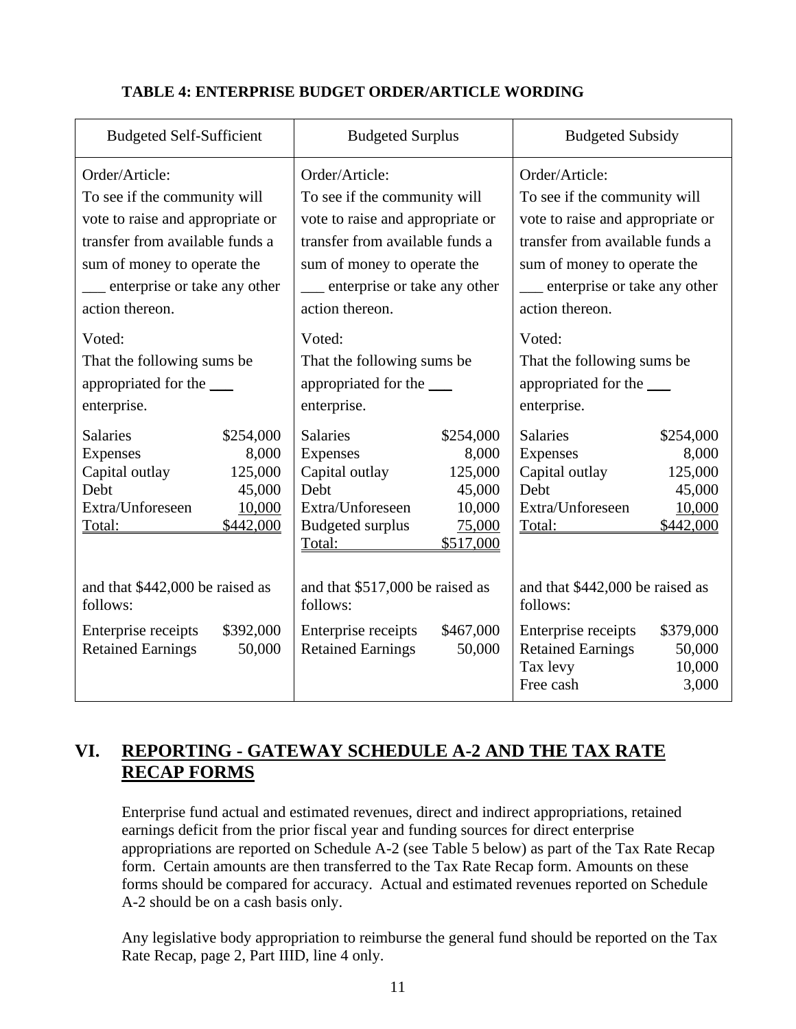**TABLE 4: ENTERPRISE BUDGET ORDER/ARTICLE WORDING**

| Budgeted Self-Sufficient | | Budgeted Surplus | | Budgeted Subsidy | |
|---|---|---|---|---|---|
| Order/Article: To see if the community will vote to raise and appropriate or transfer from available funds a sum of money to operate the ___ enterprise or take any other action thereon. | | Order/Article: To see if the community will vote to raise and appropriate or transfer from available funds a sum of money to operate the ___ enterprise or take any other action thereon. | | Order/Article: To see if the community will vote to raise and appropriate or transfer from available funds a sum of money to operate the ___ enterprise or take any other action thereon. | |
| Voted: That the following sums be appropriated for the ___ enterprise. | | Voted: That the following sums be appropriated for the ___ enterprise. | | Voted: That the following sums be appropriated for the ___ enterprise. | |
| Salaries | $254,000 | Salaries | $254,000 | Salaries | $254,000 |
| Expenses | 8,000 | Expenses | 8,000 | Expenses | 8,000 |
| Capital outlay | 125,000 | Capital outlay | 125,000 | Capital outlay | 125,000 |
| Debt | 45,000 | Debt | 45,000 | Debt | 45,000 |
| Extra/Unforeseen | 10,000 | Extra/Unforeseen | 10,000 | Extra/Unforeseen | 10,000 |
| Total: | $442,000 | Budgeted surplus | 75,000 | Total: | $442,000 |
| | | Total: | $517,000 | | |
| and that $442,000 be raised as follows: | | and that $517,000 be raised as follows: | | and that $442,000 be raised as follows: | |
| Enterprise receipts | $392,000 | Enterprise receipts | $467,000 | Enterprise receipts | $379,000 |
| Retained Earnings | 50,000 | Retained Earnings | 50,000 | Retained Earnings | 50,000 |
| | | | | Tax levy | 10,000 |
| | | | | Free cash | 3,000 |

## VI. REPORTING - GATEWAY SCHEDULE A-2 AND THE TAX RATE RECAP FORMS

Enterprise fund actual and estimated revenues, direct and indirect appropriations, retained earnings deficit from the prior fiscal year and funding sources for direct enterprise appropriations are reported on Schedule A-2 (see Table 5 below) as part of the Tax Rate Recap form. Certain amounts are then transferred to the Tax Rate Recap form. Amounts on these forms should be compared for accuracy. Actual and estimated revenues reported on Schedule A-2 should be on a cash basis only.

Any legislative body appropriation to reimburse the general fund should be reported on the Tax Rate Recap, page 2, Part IIID, line 4 only.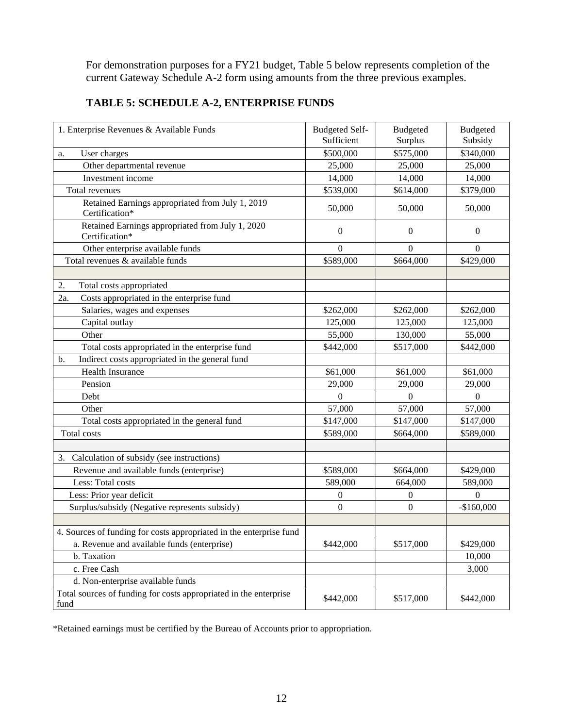For demonstration purposes for a FY21 budget, Table 5 below represents completion of the current Gateway Schedule A-2 form using amounts from the three previous examples.

### TABLE 5: SCHEDULE A-2, ENTERPRISE FUNDS

| 1. Enterprise Revenues & Available Funds | Budgeted Self-Sufficient | Budgeted Surplus | Budgeted Subsidy |
|---|---|---|---|
| a. User charges | $500,000 | $575,000 | $340,000 |
| Other departmental revenue | 25,000 | 25,000 | 25,000 |
| Investment income | 14,000 | 14,000 | 14,000 |
| Total revenues | $539,000 | $614,000 | $379,000 |
| Retained Earnings appropriated from July 1, 2019 Certification* | 50,000 | 50,000 | 50,000 |
| Retained Earnings appropriated from July 1, 2020 Certification* | 0 | 0 | 0 |
| Other enterprise available funds | 0 | 0 | 0 |
| Total revenues & available funds | $589,000 | $664,000 | $429,000 |
| | | | |
| 2. Total costs appropriated | | | |
| 2a. Costs appropriated in the enterprise fund | | | |
| Salaries, wages and expenses | $262,000 | $262,000 | $262,000 |
| Capital outlay | 125,000 | 125,000 | 125,000 |
| Other | 55,000 | 130,000 | 55,000 |
| Total costs appropriated in the enterprise fund | $442,000 | $517,000 | $442,000 |
| b. Indirect costs appropriated in the general fund | | | |
| Health Insurance | $61,000 | $61,000 | $61,000 |
| Pension | 29,000 | 29,000 | 29,000 |
| Debt | 0 | 0 | 0 |
| Other | 57,000 | 57,000 | 57,000 |
| Total costs appropriated in the general fund | $147,000 | $147,000 | $147,000 |
| Total costs | $589,000 | $664,000 | $589,000 |
| | | | |
| 3. Calculation of subsidy (see instructions) | | | |
| Revenue and available funds (enterprise) | $589,000 | $664,000 | $429,000 |
| Less: Total costs | 589,000 | 664,000 | 589,000 |
| Less: Prior year deficit | 0 | 0 | 0 |
| Surplus/subsidy (Negative represents subsidy) | 0 | 0 | -$160,000 |
| | | | |
| 4. Sources of funding for costs appropriated in the enterprise fund | | | |
| a. Revenue and available funds (enterprise) | $442,000 | $517,000 | $429,000 |
| b. Taxation | | | 10,000 |
| c. Free Cash | | | 3,000 |
| d. Non-enterprise available funds | | | |
| Total sources of funding for costs appropriated in the enterprise fund | $442,000 | $517,000 | $442,000 |

*Retained earnings must be certified by the Bureau of Accounts prior to appropriation.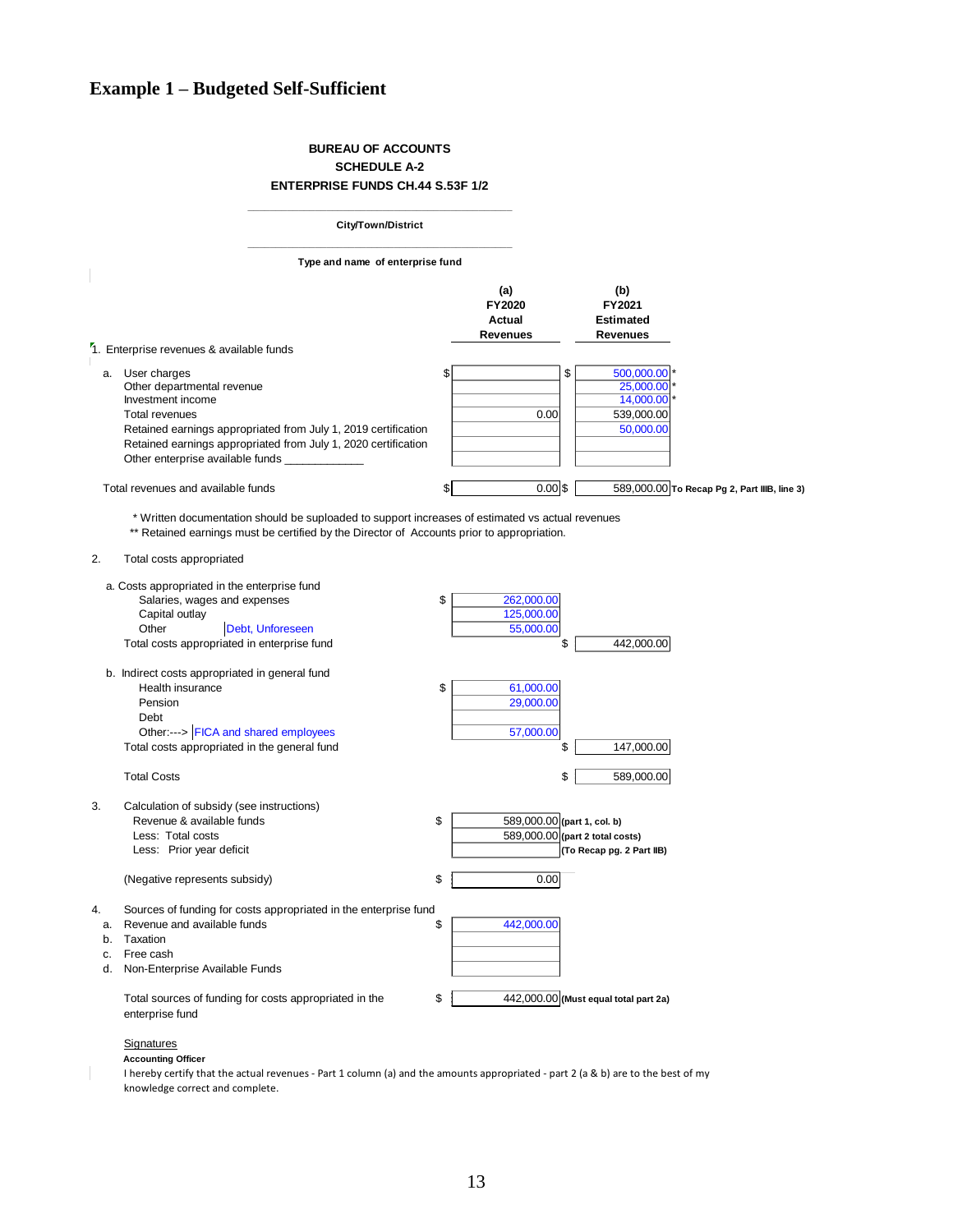## Example 1 – Budgeted Self-Sufficient

**BUREAU OF ACCOUNTS**
**SCHEDULE A-2**
**ENTERPRISE FUNDS CH.44 S.53F 1/2**

**City/Town/District**

**Type and name of enterprise fund**

| | (a) FY2020 Actual Revenues | (b) FY2021 Estimated Revenues | |
|---|---|---|---|
| 1. Enterprise revenues & available funds | | | |
| a. User charges | $ | $ 500,000.00 * | |
| Other departmental revenue | | 25,000.00 * | |
| Investment income | | 14,000.00 * | |
| Total revenues | 0.00 | 539,000.00 | |
| Retained earnings appropriated from July 1, 2019 certification | | 50,000.00 | |
| Retained earnings appropriated from July 1, 2020 certification | | | |
| Other enterprise available funds ____________ | | | |
| Total revenues and available funds | $ 0.00 | $ 589,000.00 | To Recap Pg 2, Part IIIB, line 3) |

\* Written documentation should be suploaded to support increases of estimated vs actual revenues
\*\* Retained earnings must be certified by the Director of Accounts prior to appropriation.

2. Total costs appropriated

| | | |
|---|---|---|
| a. Costs appropriated in the enterprise fund | | |
| Salaries, wages and expenses | $ 262,000.00 | |
| Capital outlay | 125,000.00 | |
| Other — Debt, Unforeseen | 55,000.00 | |
| Total costs appropriated in enterprise fund | | $ 442,000.00 |
| b. Indirect costs appropriated in general fund | | |
| Health insurance | $ 61,000.00 | |
| Pension | 29,000.00 | |
| Debt | | |
| Other:---> FICA and shared employees | 57,000.00 | |
| Total costs appropriated in the general fund | | $ 147,000.00 |
| Total Costs | | $ 589,000.00 |

3. Calculation of subsidy (see instructions)

| | | |
|---|---|---|
| Revenue & available funds | $ 589,000.00 | (part 1, col. b) |
| Less: Total costs | 589,000.00 | (part 2 total costs) |
| Less: Prior year deficit | | (To Recap pg. 2 Part IIB) |
| (Negative represents subsidy) | $ 0.00 | |

4. Sources of funding for costs appropriated in the enterprise fund

| | | |
|---|---|---|
| a. Revenue and available funds | $ 442,000.00 | |
| b. Taxation | | |
| c. Free cash | | |
| d. Non-Enterprise Available Funds | | |
| Total sources of funding for costs appropriated in the enterprise fund | $ 442,000.00 | (Must equal total part 2a) |

Signatures

**Accounting Officer**

I hereby certify that the actual revenues - Part 1 column (a) and the amounts appropriated - part 2 (a & b) are to the best of my knowledge correct and complete.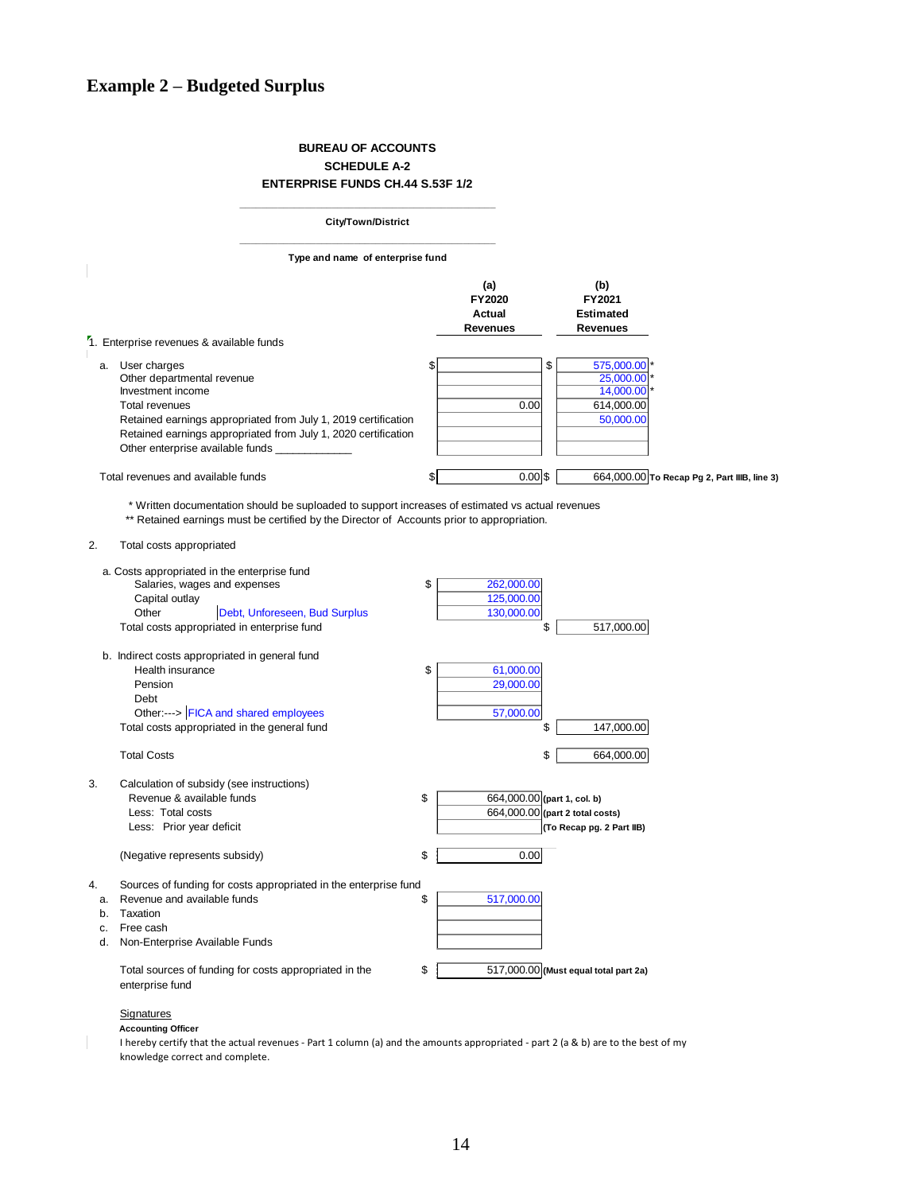## Example 2 – Budgeted Surplus

**BUREAU OF ACCOUNTS**

**SCHEDULE A-2**

**ENTERPRISE FUNDS CH.44 S.53F 1/2**

**City/Town/District**

**Type and name of enterprise fund**

| | (a) FY2020 Actual Revenues | (b) FY2021 Estimated Revenues | |
|---|---|---|---|
| 1. Enterprise revenues & available funds | | | |
| a. User charges | $ | $ 575,000.00 * | |
| Other departmental revenue | | 25,000.00 * | |
| Investment income | | 14,000.00 * | |
| Total revenues | 0.00 | 614,000.00 | |
| Retained earnings appropriated from July 1, 2019 certification | | 50,000.00 | |
| Retained earnings appropriated from July 1, 2020 certification | | | |
| Other enterprise available funds ____________ | | | |
| Total revenues and available funds | $ 0.00 | $ 664,000.00 | **To Recap Pg 2, Part IIIB, line 3)** |

\* Written documentation should be suploaded to support increases of estimated vs actual revenues

\*\* Retained earnings must be certified by the Director of Accounts prior to appropriation.

2. Total costs appropriated

| | | |
|---|---|---|
| a. Costs appropriated in the enterprise fund | | |
| Salaries, wages and expenses | $ 262,000.00 | |
| Capital outlay | 125,000.00 | |
| Other Debt, Unforeseen, Bud Surplus | 130,000.00 | |
| Total costs appropriated in enterprise fund | | $ 517,000.00 |
| b. Indirect costs appropriated in general fund | | |
| Health insurance | $ 61,000.00 | |
| Pension | 29,000.00 | |
| Debt | | |
| Other:---> FICA and shared employees | 57,000.00 | |
| Total costs appropriated in the general fund | | $ 147,000.00 |
| Total Costs | | $ 664,000.00 |

3. Calculation of subsidy (see instructions)

| | | |
|---|---|---|
| Revenue & available funds | $ 664,000.00 | **(part 1, col. b)** |
| Less: Total costs | 664,000.00 | **(part 2 total costs)** |
| Less: Prior year deficit | | **(To Recap pg. 2 Part IIB)** |
| (Negative represents subsidy) | $ 0.00 | |

4. Sources of funding for costs appropriated in the enterprise fund

| | | |
|---|---|---|
| a. Revenue and available funds | $ 517,000.00 | |
| b. Taxation | | |
| c. Free cash | | |
| d. Non-Enterprise Available Funds | | |
| Total sources of funding for costs appropriated in the enterprise fund | $ 517,000.00 | **(Must equal total part 2a)** |

Signatures

**Accounting Officer**

I hereby certify that the actual revenues - Part 1 column (a) and the amounts appropriated - part 2 (a & b) are to the best of my knowledge correct and complete.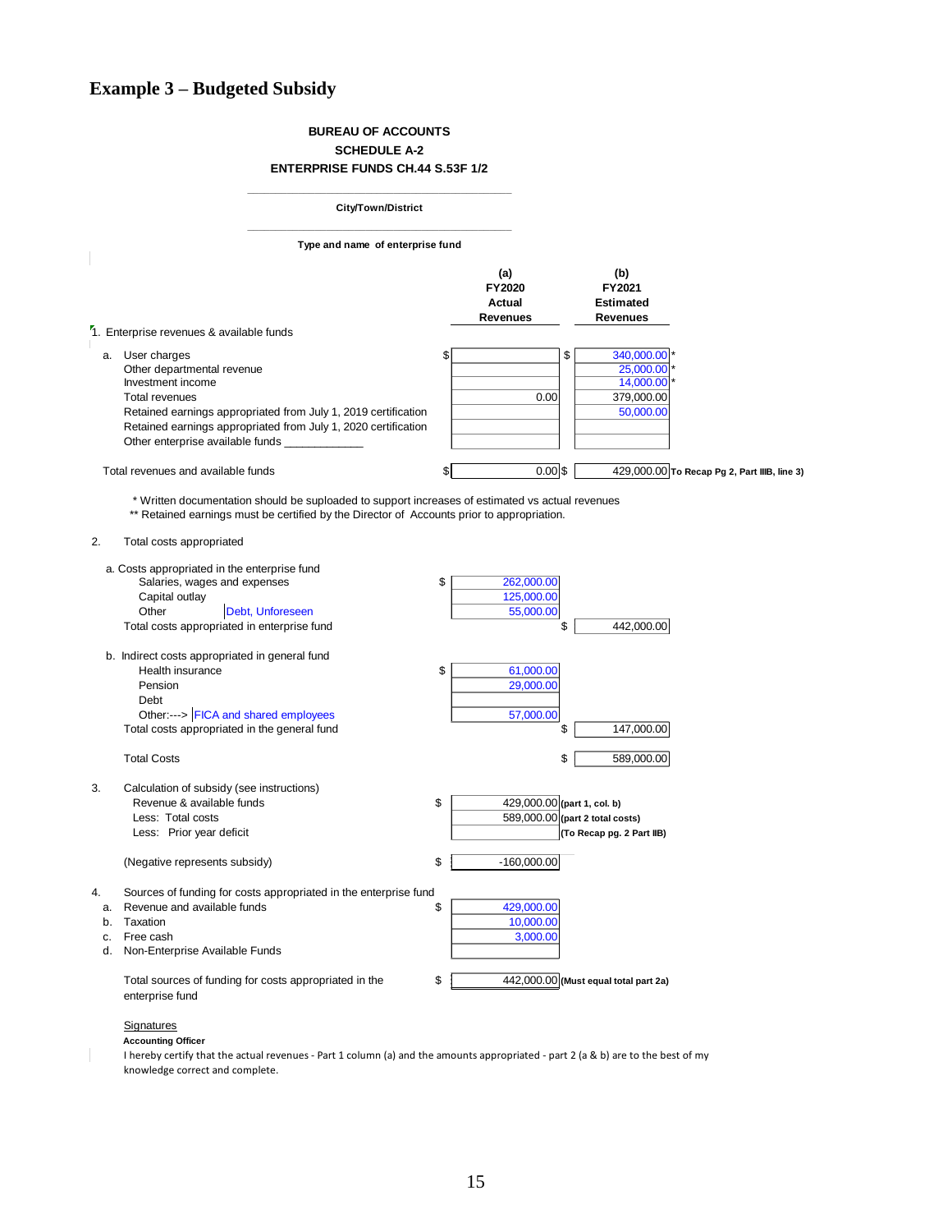## Example 3 – Budgeted Subsidy

**BUREAU OF ACCOUNTS**
**SCHEDULE A-2**
**ENTERPRISE FUNDS CH.44 S.53F 1/2**

_______________________________
**City/Town/District**

_______________________________
**Type and name of enterprise fund**

| | (a) FY2020 Actual Revenues | (b) FY2021 Estimated Revenues | |
|---|---|---|---|
| **1. Enterprise revenues & available funds** | | | |
| a. User charges | $ | $ 340,000.00 * | |
| Other departmental revenue | | 25,000.00 * | |
| Investment income | | 14,000.00 * | |
| Total revenues | 0.00 | 379,000.00 | |
| Retained earnings appropriated from July 1, 2019 certification | | 50,000.00 | |
| Retained earnings appropriated from July 1, 2020 certification | | | |
| Other enterprise available funds ____________ | | | |
| Total revenues and available funds | $ 0.00 | $ 429,000.00 | To Recap Pg 2, Part IIIB, line 3) |

\* Written documentation should be suploaded to support increases of estimated vs actual revenues
\*\* Retained earnings must be certified by the Director of Accounts prior to appropriation.

**2. Total costs appropriated**

| | | |
|---|---|---|
| a. Costs appropriated in the enterprise fund | | |
| Salaries, wages and expenses | $ 262,000.00 | |
| Capital outlay | 125,000.00 | |
| Other — Debt, Unforeseen | 55,000.00 | |
| Total costs appropriated in enterprise fund | | $ 442,000.00 |
| b. Indirect costs appropriated in general fund | | |
| Health insurance | $ 61,000.00 | |
| Pension | 29,000.00 | |
| Debt | | |
| Other:---> FICA and shared employees | 57,000.00 | |
| Total costs appropriated in the general fund | | $ 147,000.00 |
| Total Costs | | $ 589,000.00 |

**3. Calculation of subsidy (see instructions)**

| | | |
|---|---|---|
| Revenue & available funds | $ 429,000.00 | (part 1, col. b) |
| Less: Total costs | 589,000.00 | (part 2 total costs) |
| Less: Prior year deficit | | (To Recap pg. 2 Part IIB) |
| (Negative represents subsidy) | $ -160,000.00 | |

**4. Sources of funding for costs appropriated in the enterprise fund**

| | | |
|---|---|---|
| a. Revenue and available funds | $ 429,000.00 | |
| b. Taxation | 10,000.00 | |
| c. Free cash | 3,000.00 | |
| d. Non-Enterprise Available Funds | | |
| Total sources of funding for costs appropriated in the enterprise fund | $ 442,000.00 | (Must equal total part 2a) |

Signatures

**Accounting Officer**

I hereby certify that the actual revenues - Part 1 column (a) and the amounts appropriated - part 2 (a & b) are to the best of my knowledge correct and complete.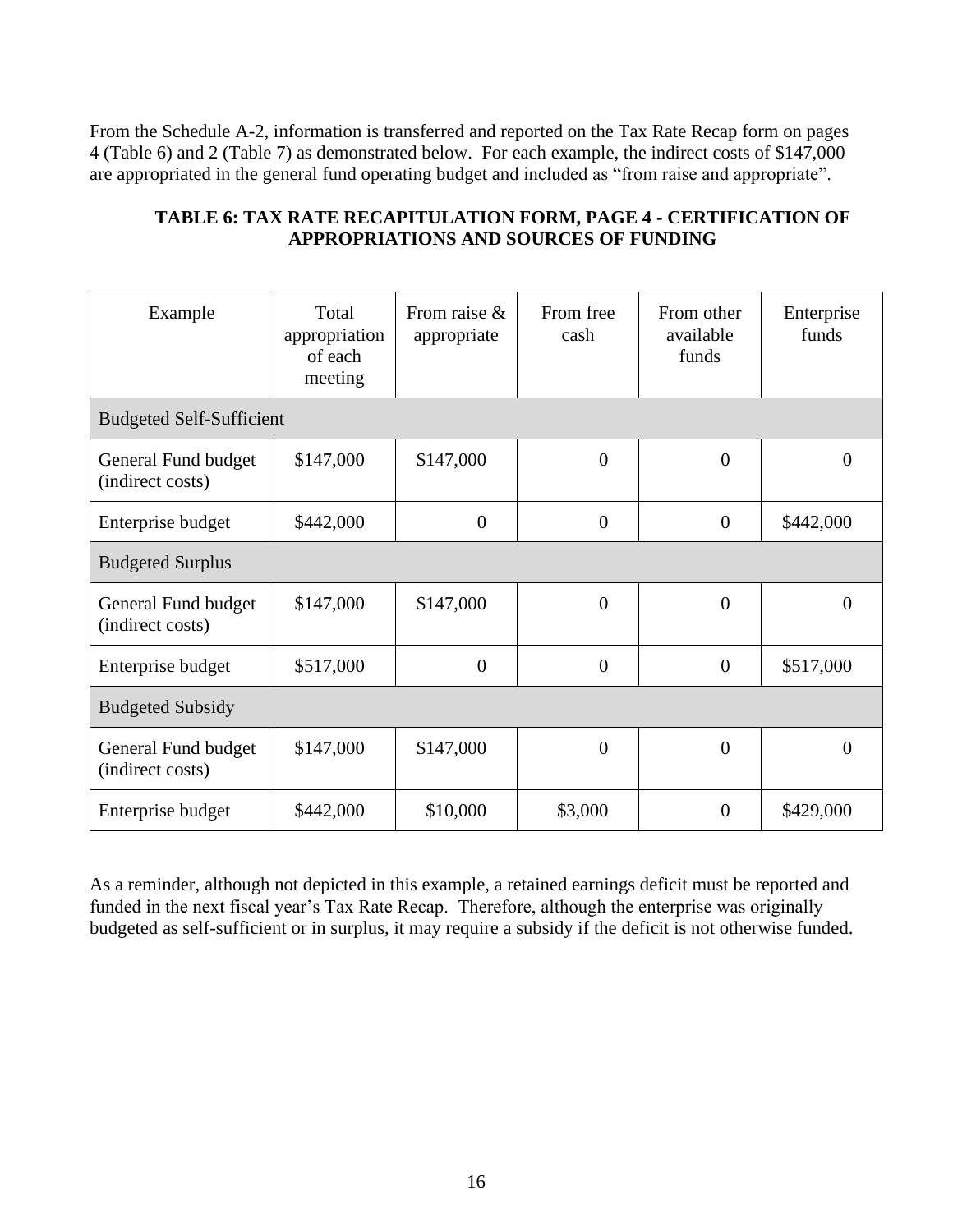From the Schedule A-2, information is transferred and reported on the Tax Rate Recap form on pages 4 (Table 6) and 2 (Table 7) as demonstrated below. For each example, the indirect costs of $147,000 are appropriated in the general fund operating budget and included as "from raise and appropriate".

**TABLE 6: TAX RATE RECAPITULATION FORM, PAGE 4 - CERTIFICATION OF APPROPRIATIONS AND SOURCES OF FUNDING**

| Example | Total appropriation of each meeting | From raise & appropriate | From free cash | From other available funds | Enterprise funds |
|---|---|---|---|---|---|
| Budgeted Self-Sufficient | | | | | |
| General Fund budget (indirect costs) | $147,000 | $147,000 | 0 | 0 | 0 |
| Enterprise budget | $442,000 | 0 | 0 | 0 | $442,000 |
| Budgeted Surplus | | | | | |
| General Fund budget (indirect costs) | $147,000 | $147,000 | 0 | 0 | 0 |
| Enterprise budget | $517,000 | 0 | 0 | 0 | $517,000 |
| Budgeted Subsidy | | | | | |
| General Fund budget (indirect costs) | $147,000 | $147,000 | 0 | 0 | 0 |
| Enterprise budget | $442,000 | $10,000 | $3,000 | 0 | $429,000 |

As a reminder, although not depicted in this example, a retained earnings deficit must be reported and funded in the next fiscal year's Tax Rate Recap. Therefore, although the enterprise was originally budgeted as self-sufficient or in surplus, it may require a subsidy if the deficit is not otherwise funded.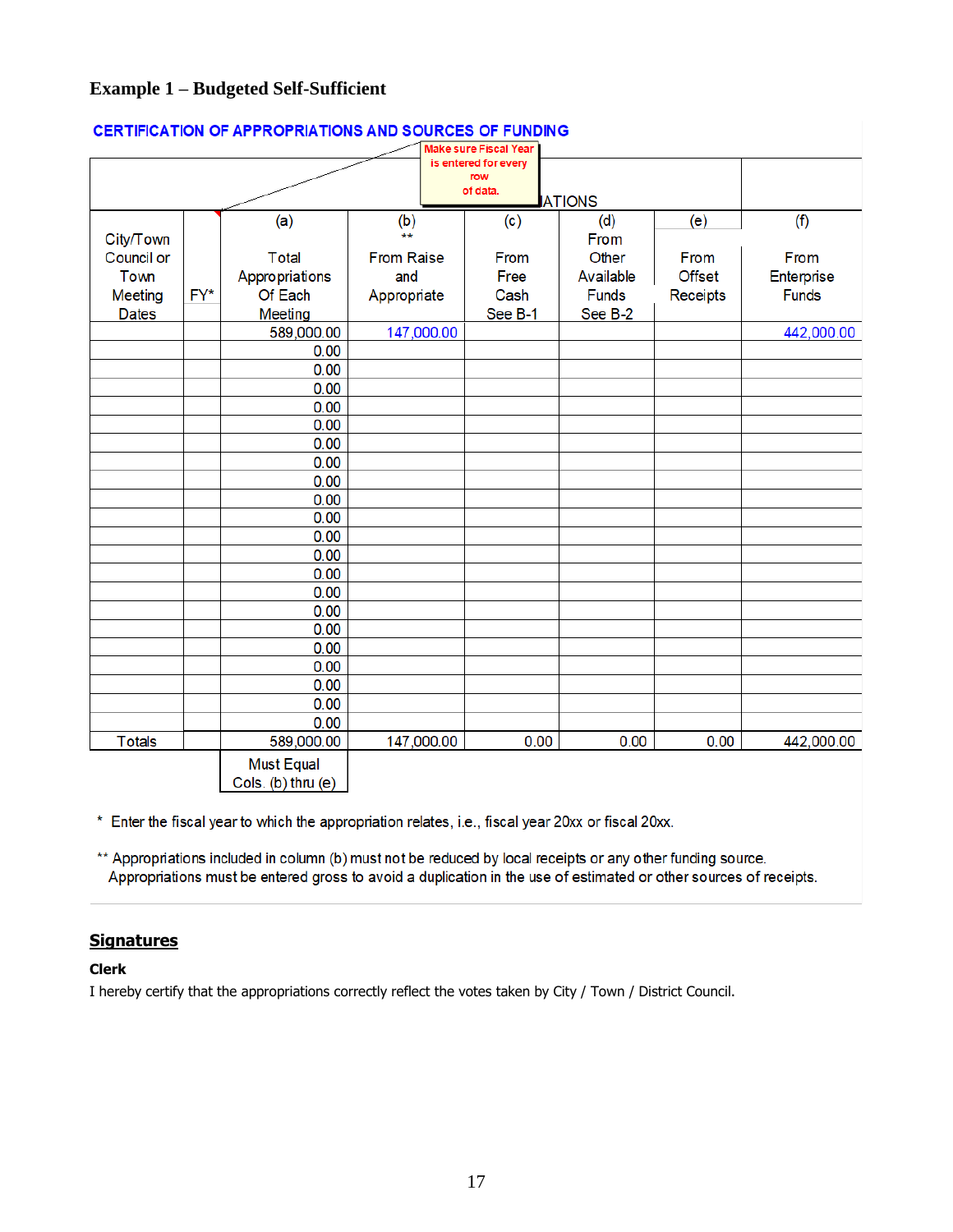**Example 1 – Budgeted Self-Sufficient**

CERTIFICATION OF APPROPRIATIONS AND SOURCES OF FUNDING

Make sure Fiscal Year is entered for every row of data.

| | | | ATIONS | | | | |
|---|---|---|---|---|---|---|---|
| City/Town Council or Town Meeting Dates | FY* | (a) Total Appropriations Of Each Meeting | (b) ** From Raise and Appropriate | (c) From Free Cash See B-1 | (d) From Other Available Funds See B-2 | (e) From Offset Receipts | (f) From Enterprise Funds |
| | | 589,000.00 | 147,000.00 | | | | 442,000.00 |
| | | 0.00 | | | | | |
| | | 0.00 | | | | | |
| | | 0.00 | | | | | |
| | | 0.00 | | | | | |
| | | 0.00 | | | | | |
| | | 0.00 | | | | | |
| | | 0.00 | | | | | |
| | | 0.00 | | | | | |
| | | 0.00 | | | | | |
| | | 0.00 | | | | | |
| | | 0.00 | | | | | |
| | | 0.00 | | | | | |
| | | 0.00 | | | | | |
| | | 0.00 | | | | | |
| | | 0.00 | | | | | |
| | | 0.00 | | | | | |
| | | 0.00 | | | | | |
| | | 0.00 | | | | | |
| | | 0.00 | | | | | |
| | | 0.00 | | | | | |
| | | 0.00 | | | | | |
| Totals | | 589,000.00 | 147,000.00 | 0.00 | 0.00 | 0.00 | 442,000.00 |
| | | Must Equal Cols. (b) thru (e) | | | | | |

\* Enter the fiscal year to which the appropriation relates, i.e., fiscal year 20xx or fiscal 20xx.

\*\* Appropriations included in column (b) must not be reduced by local receipts or any other funding source. Appropriations must be entered gross to avoid a duplication in the use of estimated or other sources of receipts.

## Signatures

**Clerk**

I hereby certify that the appropriations correctly reflect the votes taken by City / Town / District Council.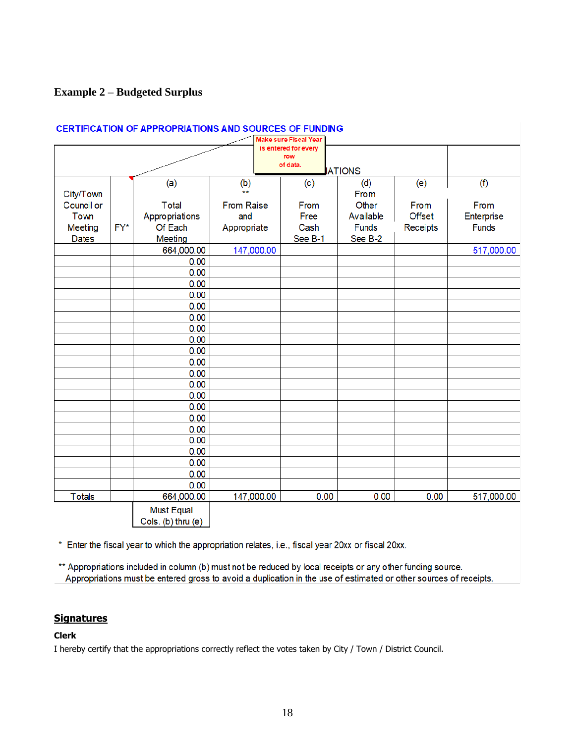### Example 2 – Budgeted Surplus

**CERTIFICATION OF APPROPRIATIONS AND SOURCES OF FUNDING**

Make sure Fiscal Year is entered for every row of data.

| | | | ATIONS | | | | |
|---|---|---|---|---|---|---|---|
| City/Town Council or Town Meeting Dates | FY* | (a) Total Appropriations Of Each Meeting | (b) ** From Raise and Appropriate | (c) From Free Cash See B-1 | (d) From Other Available Funds See B-2 | (e) From Offset Receipts | (f) From Enterprise Funds |
| | | 664,000.00 | 147,000.00 | | | | 517,000.00 |
| | | 0.00 | | | | | |
| | | 0.00 | | | | | |
| | | 0.00 | | | | | |
| | | 0.00 | | | | | |
| | | 0.00 | | | | | |
| | | 0.00 | | | | | |
| | | 0.00 | | | | | |
| | | 0.00 | | | | | |
| | | 0.00 | | | | | |
| | | 0.00 | | | | | |
| | | 0.00 | | | | | |
| | | 0.00 | | | | | |
| | | 0.00 | | | | | |
| | | 0.00 | | | | | |
| | | 0.00 | | | | | |
| | | 0.00 | | | | | |
| | | 0.00 | | | | | |
| | | 0.00 | | | | | |
| | | 0.00 | | | | | |
| | | 0.00 | | | | | |
| | | 0.00 | | | | | |
| Totals | | 664,000.00 | 147,000.00 | 0.00 | 0.00 | 0.00 | 517,000.00 |
| | | Must Equal Cols. (b) thru (e) | | | | | |

\* Enter the fiscal year to which the appropriation relates, i.e., fiscal year 20xx or fiscal 20xx.

\*\* Appropriations included in column (b) must not be reduced by local receipts or any other funding source. Appropriations must be entered gross to avoid a duplication in the use of estimated or other sources of receipts.

## Signatures

**Clerk**

I hereby certify that the appropriations correctly reflect the votes taken by City / Town / District Council.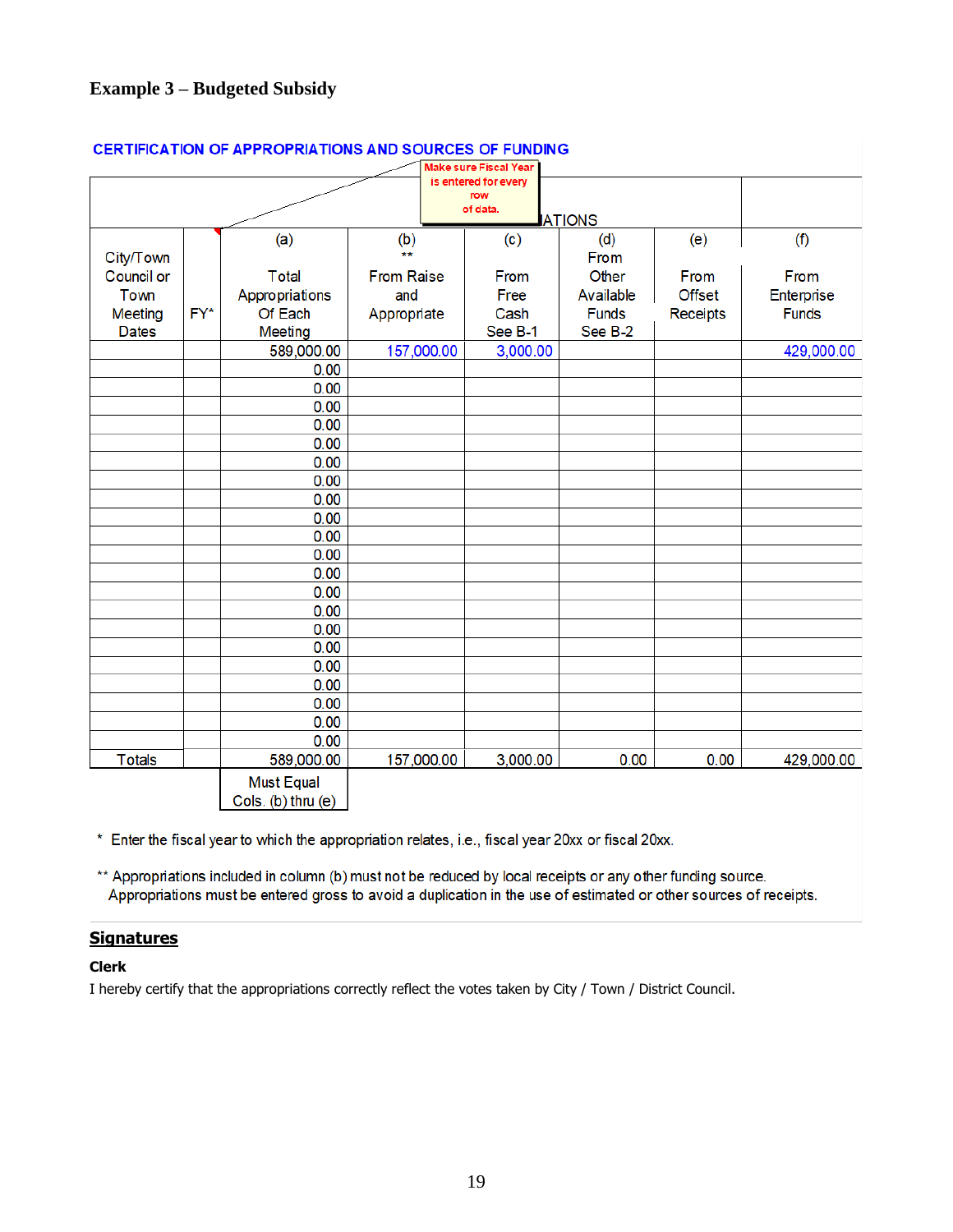### Example 3 – Budgeted Subsidy

**CERTIFICATION OF APPROPRIATIONS AND SOURCES OF FUNDING**

Make sure Fiscal Year is entered for every row of data.

| City/Town Council or Town Meeting Dates | FY* | (a) Total Appropriations Of Each Meeting | (b) ** From Raise and Appropriate | (c) From Free Cash See B-1 | (d) From Other Available Funds See B-2 | (e) From Offset Receipts | (f) From Enterprise Funds |
|---|---|---|---|---|---|---|---|
| | | 589,000.00 | 157,000.00 | 3,000.00 | | | 429,000.00 |
| | | 0.00 | | | | | |
| | | 0.00 | | | | | |
| | | 0.00 | | | | | |
| | | 0.00 | | | | | |
| | | 0.00 | | | | | |
| | | 0.00 | | | | | |
| | | 0.00 | | | | | |
| | | 0.00 | | | | | |
| | | 0.00 | | | | | |
| | | 0.00 | | | | | |
| | | 0.00 | | | | | |
| | | 0.00 | | | | | |
| | | 0.00 | | | | | |
| | | 0.00 | | | | | |
| | | 0.00 | | | | | |
| | | 0.00 | | | | | |
| | | 0.00 | | | | | |
| | | 0.00 | | | | | |
| | | 0.00 | | | | | |
| | | 0.00 | | | | | |
| | | 0.00 | | | | | |
| Totals | | 589,000.00 | 157,000.00 | 3,000.00 | 0.00 | 0.00 | 429,000.00 |
| | | Must Equal Cols. (b) thru (e) | | | | | |

\* Enter the fiscal year to which the appropriation relates, i.e., fiscal year 20xx or fiscal 20xx.

\*\* Appropriations included in column (b) must not be reduced by local receipts or any other funding source. Appropriations must be entered gross to avoid a duplication in the use of estimated or other sources of receipts.

## Signatures

**Clerk**

I hereby certify that the appropriations correctly reflect the votes taken by City / Town / District Council.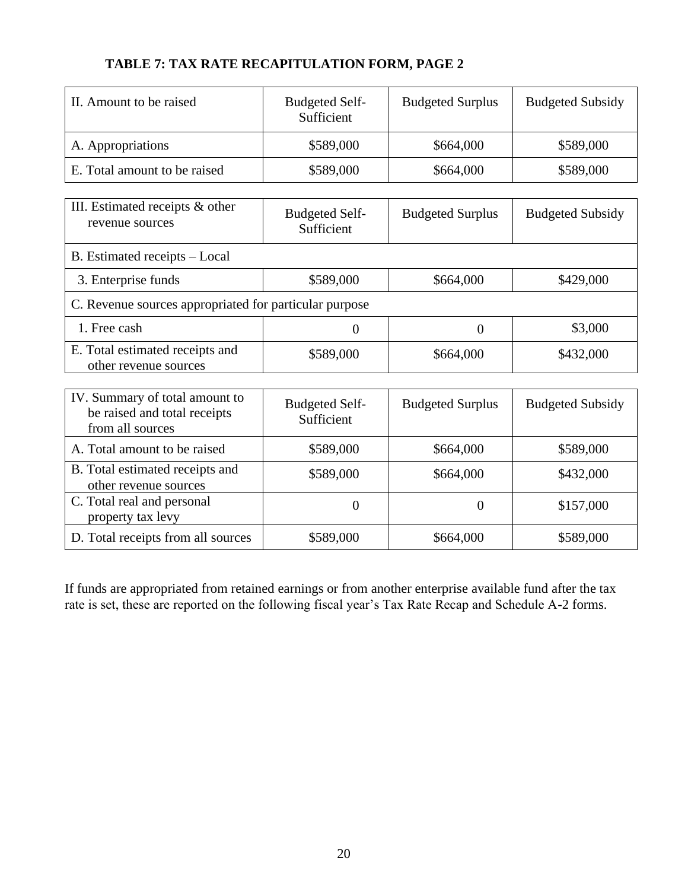### TABLE 7: TAX RATE RECAPITULATION FORM, PAGE 2

| II. Amount to be raised | Budgeted Self-Sufficient | Budgeted Surplus | Budgeted Subsidy |
|---|---|---|---|
| A. Appropriations | $589,000 | $664,000 | $589,000 |
| E. Total amount to be raised | $589,000 | $664,000 | $589,000 |

| III. Estimated receipts & other revenue sources | Budgeted Self-Sufficient | Budgeted Surplus | Budgeted Subsidy |
|---|---|---|---|
| B. Estimated receipts – Local | | | |
| 3. Enterprise funds | $589,000 | $664,000 | $429,000 |
| C. Revenue sources appropriated for particular purpose | | | |
| 1. Free cash | 0 | 0 | $3,000 |
| E. Total estimated receipts and other revenue sources | $589,000 | $664,000 | $432,000 |

| IV. Summary of total amount to be raised and total receipts from all sources | Budgeted Self-Sufficient | Budgeted Surplus | Budgeted Subsidy |
|---|---|---|---|
| A. Total amount to be raised | $589,000 | $664,000 | $589,000 |
| B. Total estimated receipts and other revenue sources | $589,000 | $664,000 | $432,000 |
| C. Total real and personal property tax levy | 0 | 0 | $157,000 |
| D. Total receipts from all sources | $589,000 | $664,000 | $589,000 |

If funds are appropriated from retained earnings or from another enterprise available fund after the tax rate is set, these are reported on the following fiscal year's Tax Rate Recap and Schedule A-2 forms.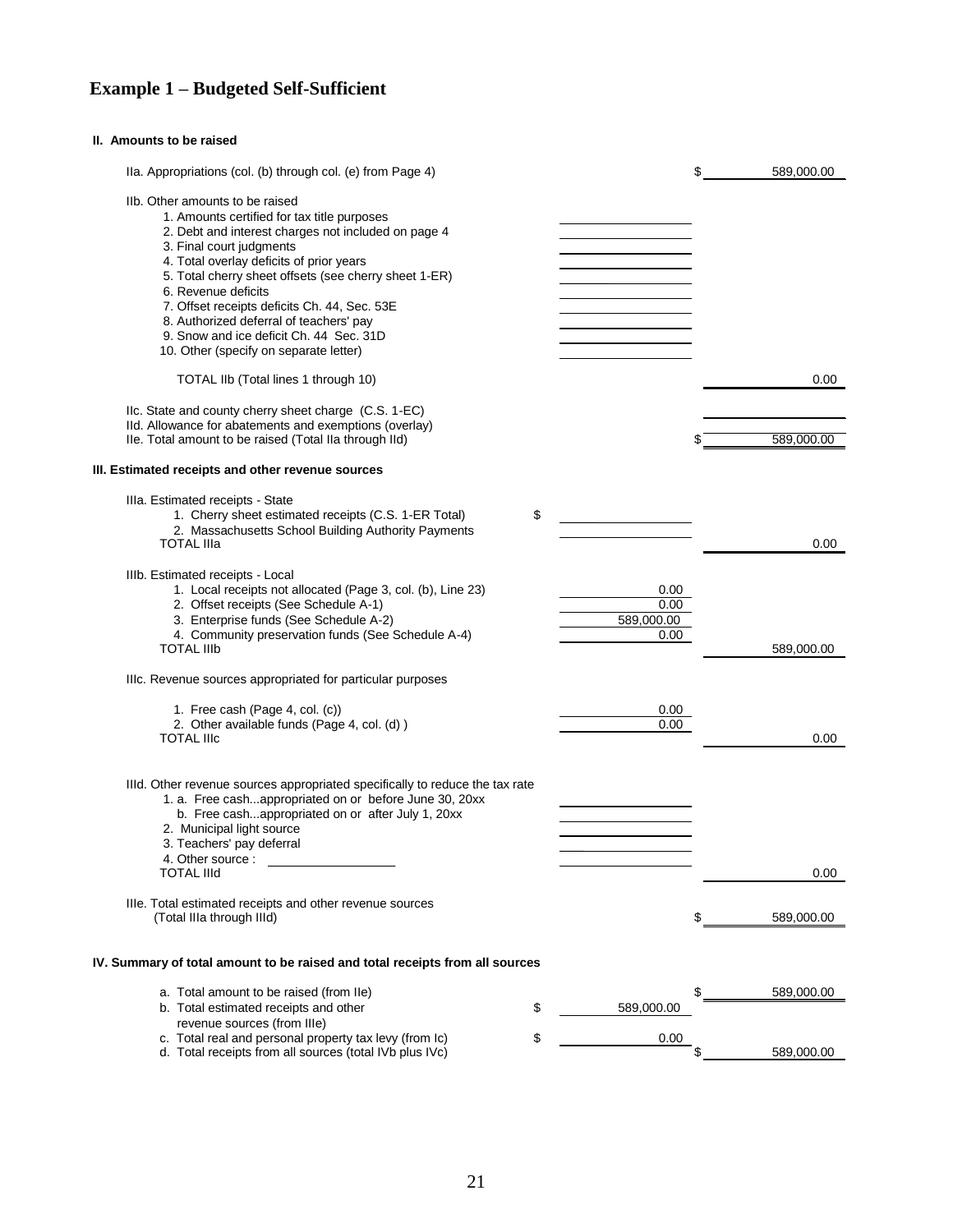# Example 1 – Budgeted Self-Sufficient

**II. Amounts to be raised**

| | | |
|---|---|---|
| IIa. Appropriations (col. (b) through col. (e) from Page 4) | | $ 589,000.00 |
| IIb. Other amounts to be raised | | |
| 1. Amounts certified for tax title purposes | | |
| 2. Debt and interest charges not included on page 4 | | |
| 3. Final court judgments | | |
| 4. Total overlay deficits of prior years | | |
| 5. Total cherry sheet offsets (see cherry sheet 1-ER) | | |
| 6. Revenue deficits | | |
| 7. Offset receipts deficits Ch. 44, Sec. 53E | | |
| 8. Authorized deferral of teachers' pay | | |
| 9. Snow and ice deficit Ch. 44 Sec. 31D | | |
| 10. Other (specify on separate letter) | | |
| TOTAL IIb (Total lines 1 through 10) | | 0.00 |
| IIc. State and county cherry sheet charge (C.S. 1-EC) | | |
| IId. Allowance for abatements and exemptions (overlay) | | |
| IIe. Total amount to be raised (Total IIa through IId) | | $ 589,000.00 |

**III. Estimated receipts and other revenue sources**

| | | |
|---|---|---|
| IIIa. Estimated receipts - State | | |
| 1. Cherry sheet estimated receipts (C.S. 1-ER Total) | $ | |
| 2. Massachusetts School Building Authority Payments | | |
| TOTAL IIIa | | 0.00 |
| IIIb. Estimated receipts - Local | | |
| 1. Local receipts not allocated (Page 3, col. (b), Line 23) | 0.00 | |
| 2. Offset receipts (See Schedule A-1) | 0.00 | |
| 3. Enterprise funds (See Schedule A-2) | 589,000.00 | |
| 4. Community preservation funds (See Schedule A-4) | 0.00 | |
| TOTAL IIIb | | 589,000.00 |
| IIIc. Revenue sources appropriated for particular purposes | | |
| 1. Free cash (Page 4, col. (c)) | 0.00 | |
| 2. Other available funds (Page 4, col. (d) ) | 0.00 | |
| TOTAL IIIc | | 0.00 |
| IIId. Other revenue sources appropriated specifically to reduce the tax rate | | |
| 1. a. Free cash...appropriated on or before June 30, 20xx | | |
| b. Free cash...appropriated on or after July 1, 20xx | | |
| 2. Municipal light source | | |
| 3. Teachers' pay deferral | | |
| 4. Other source : ________________ | | |
| TOTAL IIId | | 0.00 |
| IIIe. Total estimated receipts and other revenue sources (Total IIIa through IIId) | | $ 589,000.00 |

**IV. Summary of total amount to be raised and total receipts from all sources**

| | | |
|---|---|---|
| a. Total amount to be raised (from IIe) | | $ 589,000.00 |
| b. Total estimated receipts and other revenue sources (from IIIe) | $ 589,000.00 | |
| c. Total real and personal property tax levy (from Ic) | $ 0.00 | |
| d. Total receipts from all sources (total IVb plus IVc) | | $ 589,000.00 |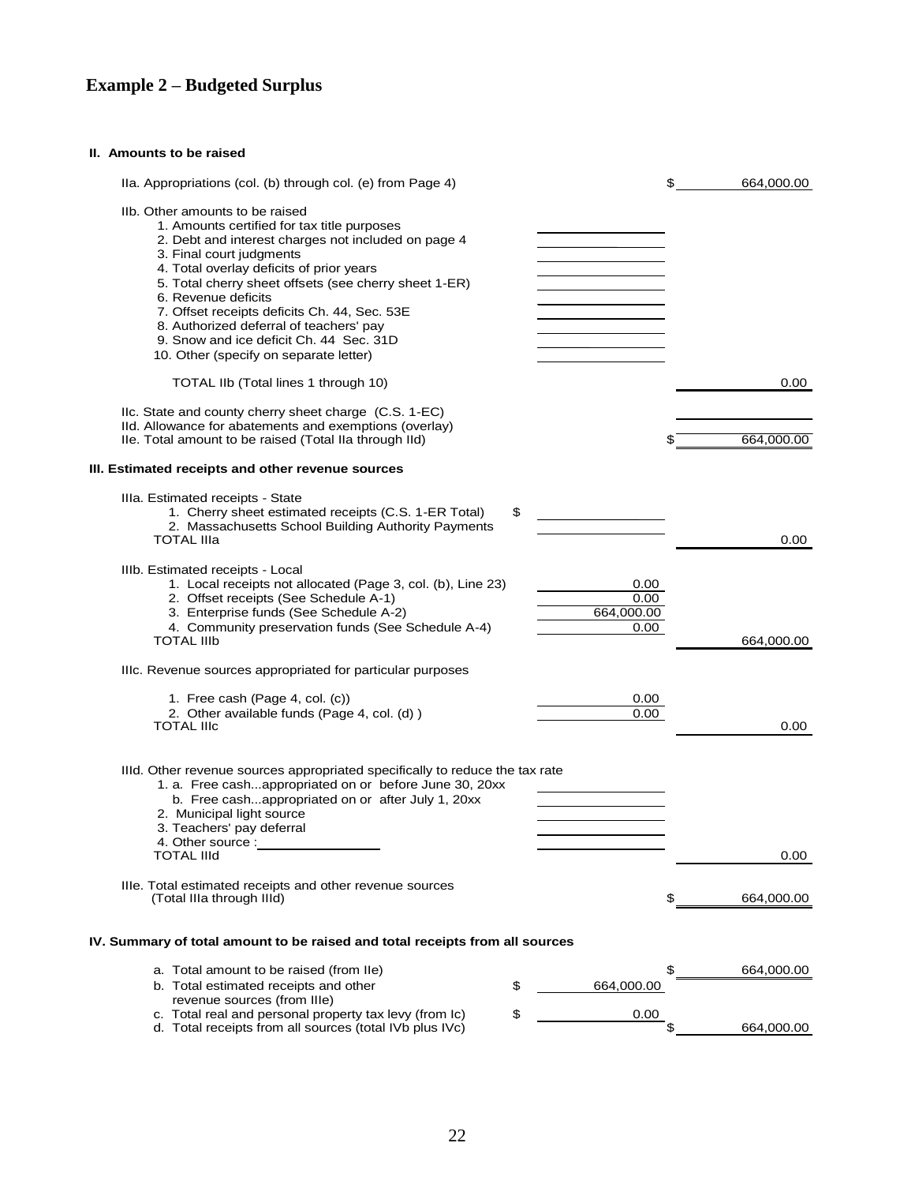## Example 2 – Budgeted Surplus

**II. Amounts to be raised**

| | | | |
|---|---|---|---|
| IIa. Appropriations (col. (b) through col. (e) from Page 4) | | | $ 664,000.00 |
| IIb. Other amounts to be raised | | | |
| 1. Amounts certified for tax title purposes | | | |
| 2. Debt and interest charges not included on page 4 | | | |
| 3. Final court judgments | | | |
| 4. Total overlay deficits of prior years | | | |
| 5. Total cherry sheet offsets (see cherry sheet 1-ER) | | | |
| 6. Revenue deficits | | | |
| 7. Offset receipts deficits Ch. 44, Sec. 53E | | | |
| 8. Authorized deferral of teachers' pay | | | |
| 9. Snow and ice deficit Ch. 44 Sec. 31D | | | |
| 10. Other (specify on separate letter) | | | |
| TOTAL IIb (Total lines 1 through 10) | | | 0.00 |
| IIc. State and county cherry sheet charge (C.S. 1-EC) | | | |
| IId. Allowance for abatements and exemptions (overlay) | | | |
| IIe. Total amount to be raised (Total IIa through IId) | | | $ 664,000.00 |

**III. Estimated receipts and other revenue sources**

| | | | |
|---|---|---|---|
| IIIa. Estimated receipts - State | | | |
| 1. Cherry sheet estimated receipts (C.S. 1-ER Total) | $ | | |
| 2. Massachusetts School Building Authority Payments | | | |
| TOTAL IIIa | | | 0.00 |
| IIIb. Estimated receipts - Local | | | |
| 1. Local receipts not allocated (Page 3, col. (b), Line 23) | | 0.00 | |
| 2. Offset receipts (See Schedule A-1) | | 0.00 | |
| 3. Enterprise funds (See Schedule A-2) | | 664,000.00 | |
| 4. Community preservation funds (See Schedule A-4) | | 0.00 | |
| TOTAL IIIb | | | 664,000.00 |
| IIIc. Revenue sources appropriated for particular purposes | | | |
| 1. Free cash (Page 4, col. (c)) | | 0.00 | |
| 2. Other available funds (Page 4, col. (d) ) | | 0.00 | |
| TOTAL IIIc | | | 0.00 |
| IIId. Other revenue sources appropriated specifically to reduce the tax rate | | | |
| 1. a. Free cash...appropriated on or before June 30, 20xx | | | |
| b. Free cash...appropriated on or after July 1, 20xx | | | |
| 2. Municipal light source | | | |
| 3. Teachers' pay deferral | | | |
| 4. Other source : | | | |
| TOTAL IIId | | | 0.00 |
| IIIe. Total estimated receipts and other revenue sources (Total IIIa through IIId) | | | $ 664,000.00 |

**IV. Summary of total amount to be raised and total receipts from all sources**

| | | | |
|---|---|---|---|
| a. Total amount to be raised (from IIe) | | | $ 664,000.00 |
| b. Total estimated receipts and other revenue sources (from IIIe) | $ | 664,000.00 | |
| c. Total real and personal property tax levy (from Ic) | $ | 0.00 | |
| d. Total receipts from all sources (total IVb plus IVc) | | | $ 664,000.00 |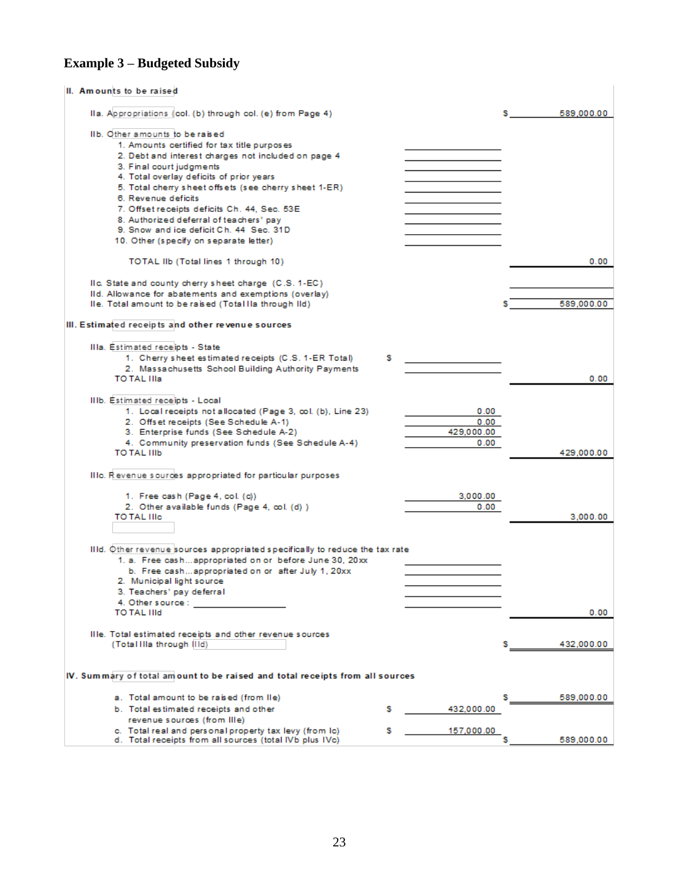## Example 3 – Budgeted Subsidy

**II. Amounts to be raised**

| | | | |
|---|---|---|---|
| IIa. Appropriations (col. (b) through col. (e) from Page 4) | | | $ 589,000.00 |
| IIb. Other amounts to be raised | | | |
| 1. Amounts certified for tax title purposes | | | |
| 2. Debt and interest charges not included on page 4 | | | |
| 3. Final court judgments | | | |
| 4. Total overlay deficits of prior years | | | |
| 5. Total cherry sheet offsets (see cherry sheet 1-ER) | | | |
| 6. Revenue deficits | | | |
| 7. Offset receipts deficits Ch. 44, Sec. 53E | | | |
| 8. Authorized deferral of teachers' pay | | | |
| 9. Snow and ice deficit Ch. 44 Sec. 31D | | | |
| 10. Other (specify on separate letter) | | | |
| TOTAL IIb (Total lines 1 through 10) | | | 0.00 |
| IIc. State and county cherry sheet charge (C.S. 1-EC) | | | |
| IId. Allowance for abatements and exemptions (overlay) | | | |
| IIe. Total amount to be raised (Total IIa through IId) | | | $ 589,000.00 |

**III. Estimated receipts and other revenue sources**

| | | | |
|---|---|---|---|
| IIIa. Estimated receipts - State | | | |
| 1. Cherry sheet estimated receipts (C.S. 1-ER Total) | $ | | |
| 2. Massachusetts School Building Authority Payments | | | |
| TOTAL IIIa | | | 0.00 |
| IIIb. Estimated receipts - Local | | | |
| 1. Local receipts not allocated (Page 3, col. (b), Line 23) | | 0.00 | |
| 2. Offset receipts (See Schedule A-1) | | 0.00 | |
| 3. Enterprise funds (See Schedule A-2) | | 429,000.00 | |
| 4. Community preservation funds (See Schedule A-4) | | 0.00 | |
| TOTAL IIIb | | | 429,000.00 |
| IIIc. Revenue sources appropriated for particular purposes | | | |
| 1. Free cash (Page 4, col. (c)) | | 3,000.00 | |
| 2. Other available funds (Page 4, col. (d)) | | 0.00 | |
| TOTAL IIIc | | | 3,000.00 |
| IIId. Other revenue sources appropriated specifically to reduce the tax rate | | | |
| 1. a. Free cash...appropriated on or before June 30, 20xx | | | |
| b. Free cash...appropriated on or after July 1, 20xx | | | |
| 2. Municipal light source | | | |
| 3. Teachers' pay deferral | | | |
| 4. Other source : | | | |
| TOTAL IIId | | | 0.00 |
| IIIe. Total estimated receipts and other revenue sources (Total IIIa through IIId) | | | $ 432,000.00 |

**IV. Summary of total amount to be raised and total receipts from all sources**

| | | | |
|---|---|---|---|
| a. Total amount to be raised (from IIe) | | | $ 589,000.00 |
| b. Total estimated receipts and other revenue sources (from IIIe) | $ | 432,000.00 | |
| c. Total real and personal property tax levy (from Ic) | $ | 157,000.00 | |
| d. Total receipts from all sources (total IVb plus IVc) | | | $ 589,000.00 |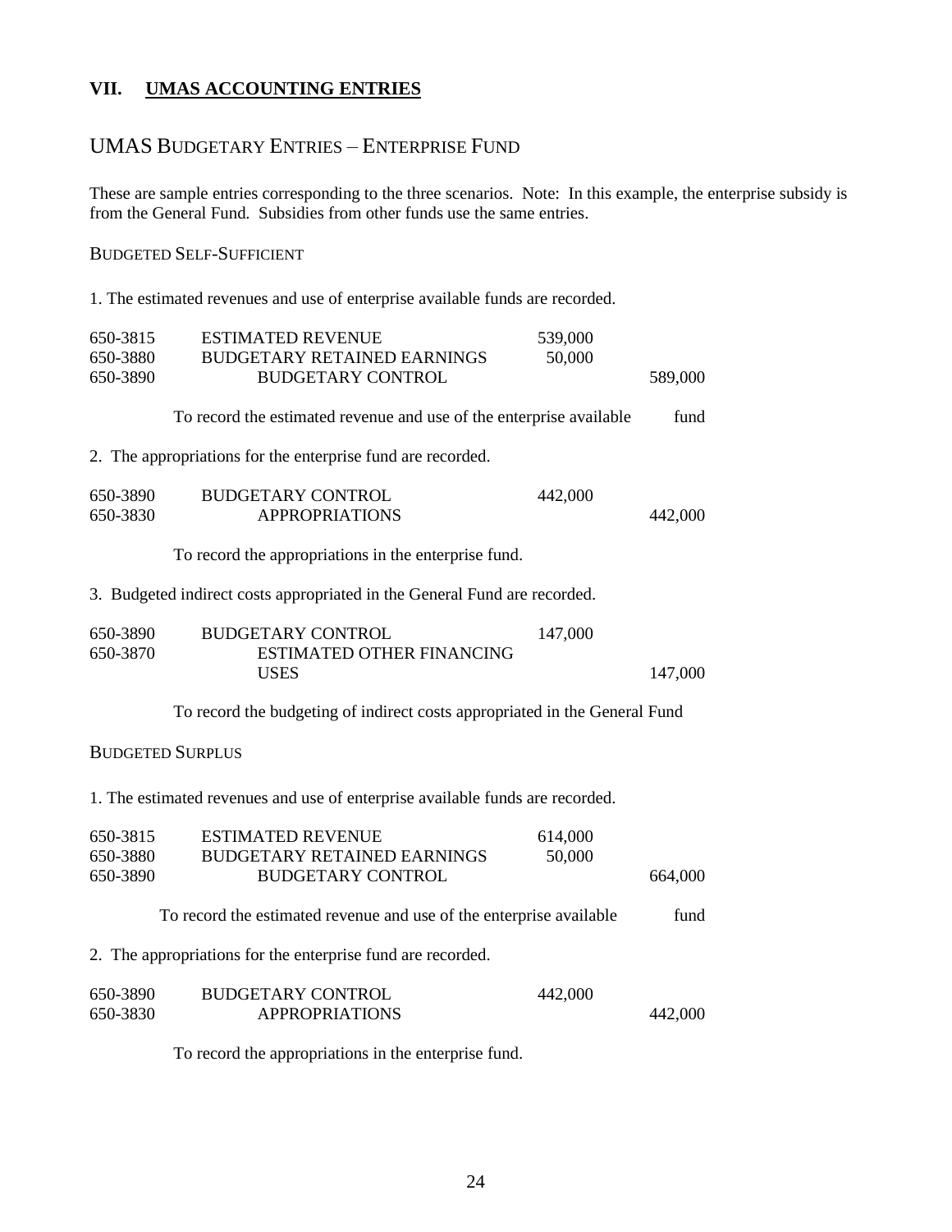## VII. UMAS ACCOUNTING ENTRIES

### UMAS BUDGETARY ENTRIES – ENTERPRISE FUND

These are sample entries corresponding to the three scenarios. Note: In this example, the enterprise subsidy is from the General Fund. Subsidies from other funds use the same entries.

#### BUDGETED SELF-SUFFICIENT

1. The estimated revenues and use of enterprise available funds are recorded.

| Account | Description | Debit | Credit |
|---|---|---|---|
| 650-3815 | ESTIMATED REVENUE | 539,000 | |
| 650-3880 | BUDGETARY RETAINED EARNINGS | 50,000 | |
| 650-3890 | BUDGETARY CONTROL | | 589,000 |

To record the estimated revenue and use of the enterprise available fund

2. The appropriations for the enterprise fund are recorded.

| Account | Description | Debit | Credit |
|---|---|---|---|
| 650-3890 | BUDGETARY CONTROL | 442,000 | |
| 650-3830 | APPROPRIATIONS | | 442,000 |

To record the appropriations in the enterprise fund.

3. Budgeted indirect costs appropriated in the General Fund are recorded.

| Account | Description | Debit | Credit |
|---|---|---|---|
| 650-3890 | BUDGETARY CONTROL | 147,000 | |
| 650-3870 | ESTIMATED OTHER FINANCING USES | | 147,000 |

To record the budgeting of indirect costs appropriated in the General Fund

#### BUDGETED SURPLUS

1. The estimated revenues and use of enterprise available funds are recorded.

| Account | Description | Debit | Credit |
|---|---|---|---|
| 650-3815 | ESTIMATED REVENUE | 614,000 | |
| 650-3880 | BUDGETARY RETAINED EARNINGS | 50,000 | |
| 650-3890 | BUDGETARY CONTROL | | 664,000 |

To record the estimated revenue and use of the enterprise available fund

2. The appropriations for the enterprise fund are recorded.

| Account | Description | Debit | Credit |
|---|---|---|---|
| 650-3890 | BUDGETARY CONTROL | 442,000 | |
| 650-3830 | APPROPRIATIONS | | 442,000 |

To record the appropriations in the enterprise fund.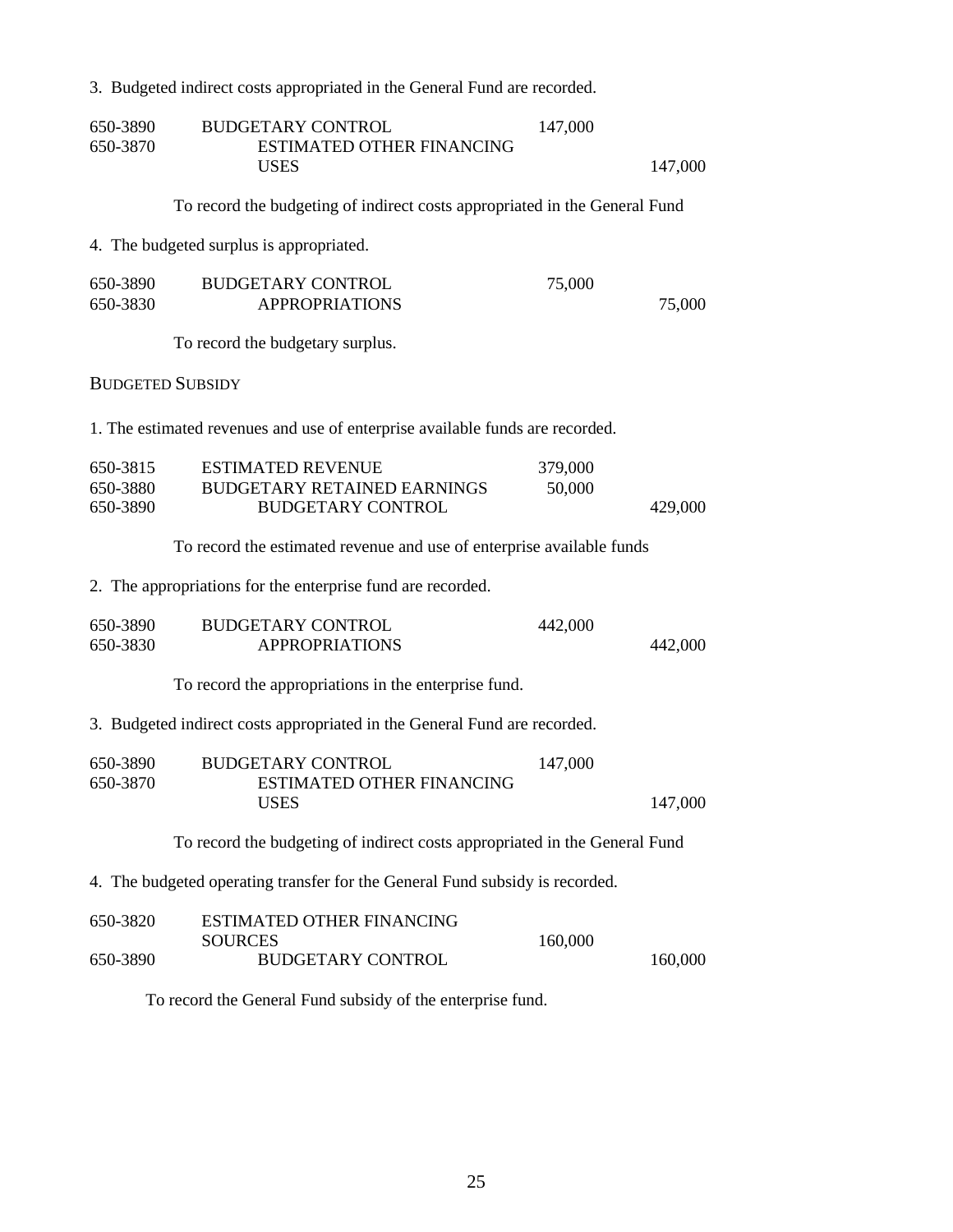3. Budgeted indirect costs appropriated in the General Fund are recorded.

| | | | |
|---|---|---|---|
| 650-3890 | BUDGETARY CONTROL | 147,000 | |
| 650-3870 | ESTIMATED OTHER FINANCING USES | | 147,000 |

To record the budgeting of indirect costs appropriated in the General Fund

4. The budgeted surplus is appropriated.

| | | | |
|---|---|---|---|
| 650-3890 | BUDGETARY CONTROL | 75,000 | |
| 650-3830 | APPROPRIATIONS | | 75,000 |

To record the budgetary surplus.

BUDGETED SUBSIDY

1. The estimated revenues and use of enterprise available funds are recorded.

| | | | |
|---|---|---|---|
| 650-3815 | ESTIMATED REVENUE | 379,000 | |
| 650-3880 | BUDGETARY RETAINED EARNINGS | 50,000 | |
| 650-3890 | BUDGETARY CONTROL | | 429,000 |

To record the estimated revenue and use of enterprise available funds

2. The appropriations for the enterprise fund are recorded.

| | | | |
|---|---|---|---|
| 650-3890 | BUDGETARY CONTROL | 442,000 | |
| 650-3830 | APPROPRIATIONS | | 442,000 |

To record the appropriations in the enterprise fund.

3. Budgeted indirect costs appropriated in the General Fund are recorded.

| | | | |
|---|---|---|---|
| 650-3890 | BUDGETARY CONTROL | 147,000 | |
| 650-3870 | ESTIMATED OTHER FINANCING USES | | 147,000 |

To record the budgeting of indirect costs appropriated in the General Fund

4. The budgeted operating transfer for the General Fund subsidy is recorded.

| | | | |
|---|---|---|---|
| 650-3820 | ESTIMATED OTHER FINANCING SOURCES | 160,000 | |
| 650-3890 | BUDGETARY CONTROL | | 160,000 |

To record the General Fund subsidy of the enterprise fund.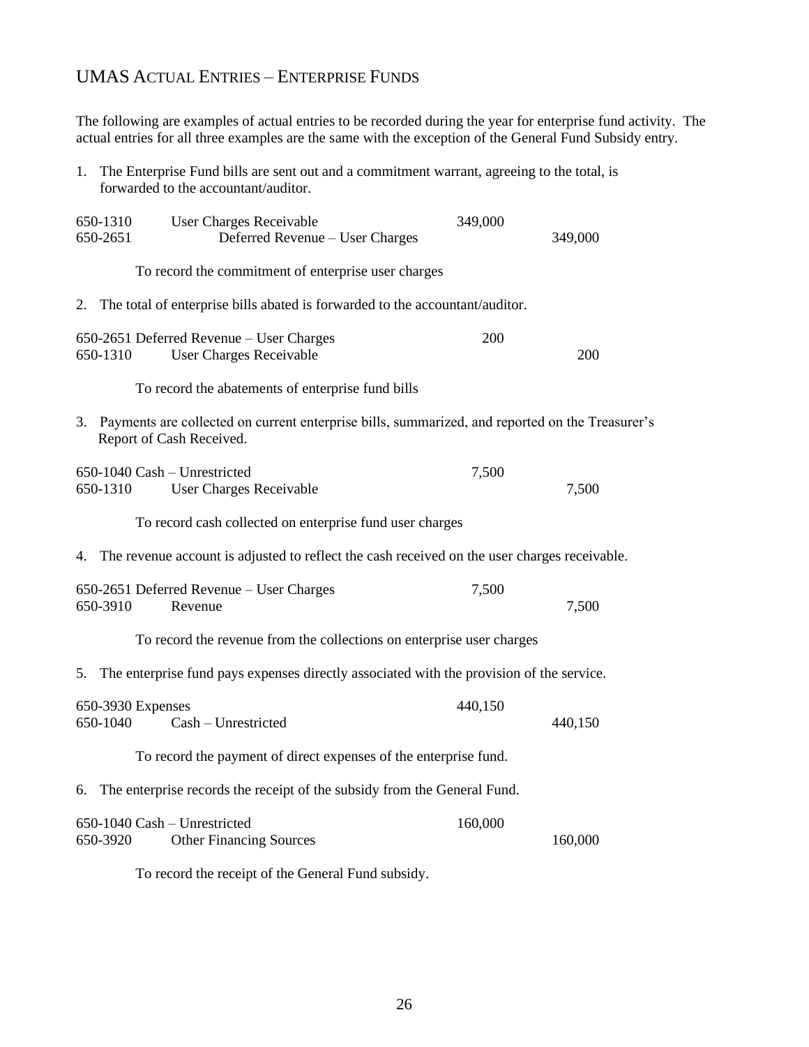## UMAS Actual Entries – Enterprise Funds

The following are examples of actual entries to be recorded during the year for enterprise fund activity. The actual entries for all three examples are the same with the exception of the General Fund Subsidy entry.

1. The Enterprise Fund bills are sent out and a commitment warrant, agreeing to the total, is forwarded to the accountant/auditor.

| Account | Description | Debit | Credit |
|---|---|---|---|
| 650-1310 | User Charges Receivable | 349,000 | |
| 650-2651 | Deferred Revenue – User Charges | | 349,000 |

To record the commitment of enterprise user charges

2. The total of enterprise bills abated is forwarded to the accountant/auditor.

| Account | Description | Debit | Credit |
|---|---|---|---|
| 650-2651 | Deferred Revenue – User Charges | 200 | |
| 650-1310 | User Charges Receivable | | 200 |

To record the abatements of enterprise fund bills

3. Payments are collected on current enterprise bills, summarized, and reported on the Treasurer's Report of Cash Received.

| Account | Description | Debit | Credit |
|---|---|---|---|
| 650-1040 | Cash – Unrestricted | 7,500 | |
| 650-1310 | User Charges Receivable | | 7,500 |

To record cash collected on enterprise fund user charges

4. The revenue account is adjusted to reflect the cash received on the user charges receivable.

| Account | Description | Debit | Credit |
|---|---|---|---|
| 650-2651 | Deferred Revenue – User Charges | 7,500 | |
| 650-3910 | Revenue | | 7,500 |

To record the revenue from the collections on enterprise user charges

5. The enterprise fund pays expenses directly associated with the provision of the service.

| Account | Description | Debit | Credit |
|---|---|---|---|
| 650-3930 | Expenses | 440,150 | |
| 650-1040 | Cash – Unrestricted | | 440,150 |

To record the payment of direct expenses of the enterprise fund.

6. The enterprise records the receipt of the subsidy from the General Fund.

| Account | Description | Debit | Credit |
|---|---|---|---|
| 650-1040 | Cash – Unrestricted | 160,000 | |
| 650-3920 | Other Financing Sources | | 160,000 |

To record the receipt of the General Fund subsidy.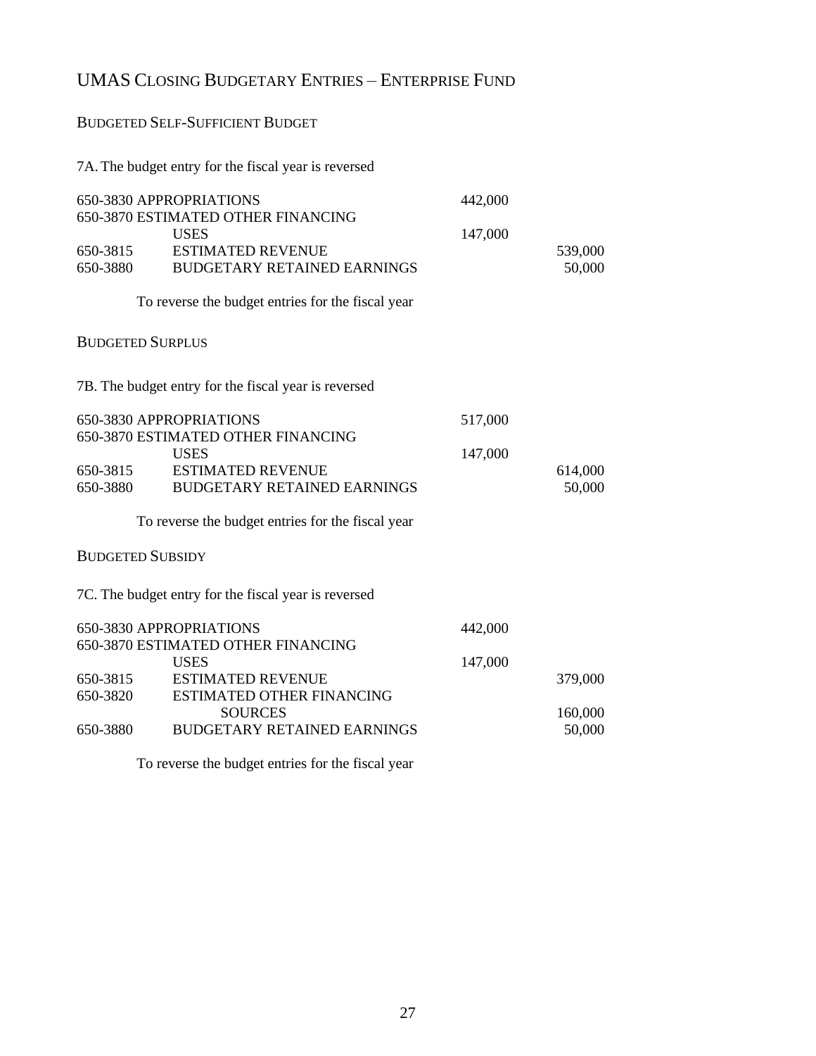# UMAS Closing Budgetary Entries – Enterprise Fund

## Budgeted Self-Sufficient Budget

7A. The budget entry for the fiscal year is reversed

| Account | Description | Debit | Credit |
|---|---|---|---|
| 650-3830 | APPROPRIATIONS | 442,000 | |
| 650-3870 | ESTIMATED OTHER FINANCING USES | 147,000 | |
| 650-3815 | ESTIMATED REVENUE | | 539,000 |
| 650-3880 | BUDGETARY RETAINED EARNINGS | | 50,000 |

To reverse the budget entries for the fiscal year

## Budgeted Surplus

7B. The budget entry for the fiscal year is reversed

| Account | Description | Debit | Credit |
|---|---|---|---|
| 650-3830 | APPROPRIATIONS | 517,000 | |
| 650-3870 | ESTIMATED OTHER FINANCING USES | 147,000 | |
| 650-3815 | ESTIMATED REVENUE | | 614,000 |
| 650-3880 | BUDGETARY RETAINED EARNINGS | | 50,000 |

To reverse the budget entries for the fiscal year

## Budgeted Subsidy

7C. The budget entry for the fiscal year is reversed

| Account | Description | Debit | Credit |
|---|---|---|---|
| 650-3830 | APPROPRIATIONS | 442,000 | |
| 650-3870 | ESTIMATED OTHER FINANCING USES | 147,000 | |
| 650-3815 | ESTIMATED REVENUE | | 379,000 |
| 650-3820 | ESTIMATED OTHER FINANCING SOURCES | | 160,000 |
| 650-3880 | BUDGETARY RETAINED EARNINGS | | 50,000 |

To reverse the budget entries for the fiscal year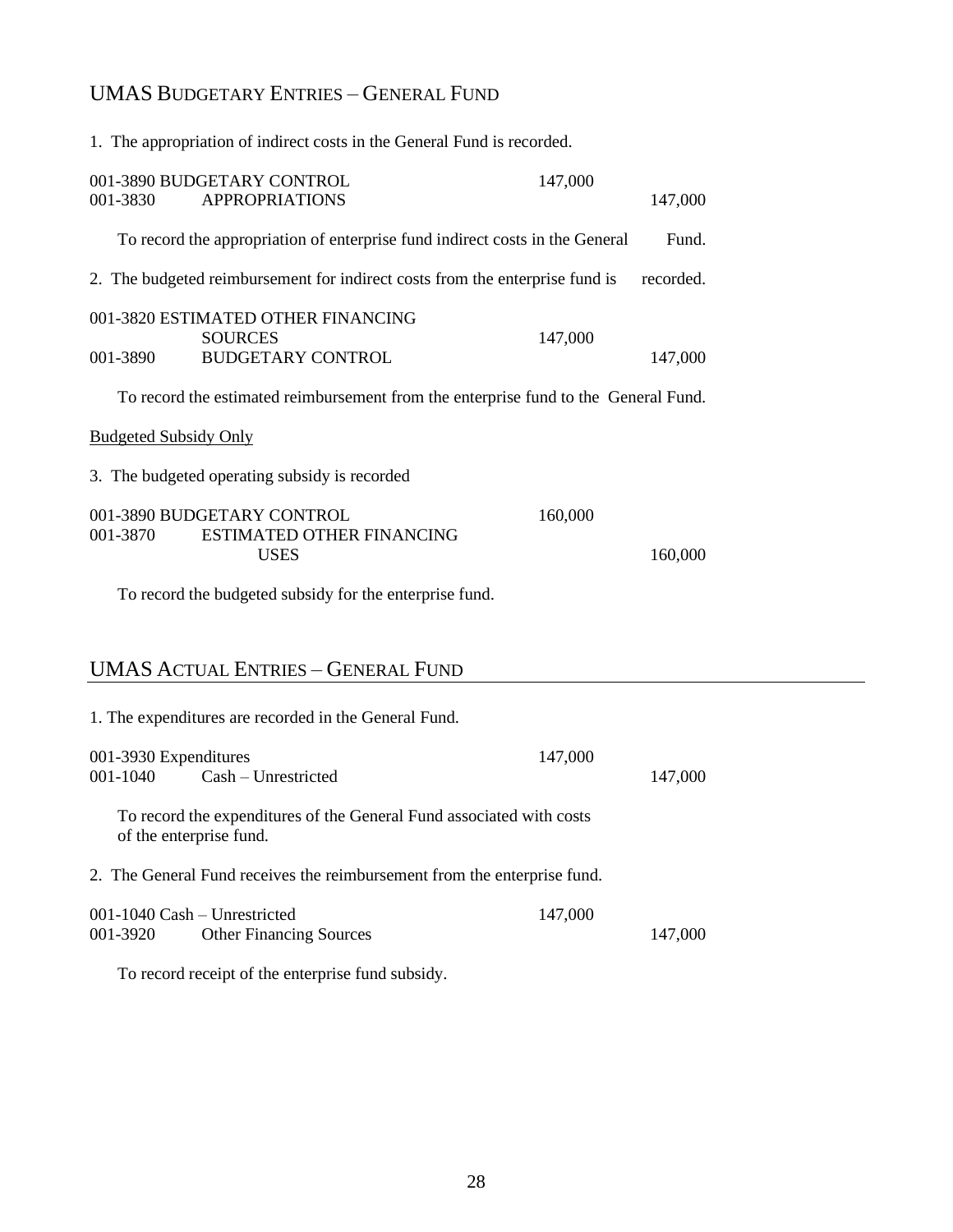## UMAS Budgetary Entries – General Fund

1. The appropriation of indirect costs in the General Fund is recorded.

| Account | Description | Debit | Credit |
|---|---|---|---|
| 001-3890 | BUDGETARY CONTROL | 147,000 | |
| 001-3830 | APPROPRIATIONS | | 147,000 |

To record the appropriation of enterprise fund indirect costs in the General Fund.

2. The budgeted reimbursement for indirect costs from the enterprise fund is recorded.

| Account | Description | Debit | Credit |
|---|---|---|---|
| 001-3820 | ESTIMATED OTHER FINANCING SOURCES | 147,000 | |
| 001-3890 | BUDGETARY CONTROL | | 147,000 |

To record the estimated reimbursement from the enterprise fund to the General Fund.

<u>Budgeted Subsidy Only</u>

3. The budgeted operating subsidy is recorded

| Account | Description | Debit | Credit |
|---|---|---|---|
| 001-3890 | BUDGETARY CONTROL | 160,000 | |
| 001-3870 | ESTIMATED OTHER FINANCING USES | | 160,000 |

To record the budgeted subsidy for the enterprise fund.

## UMAS Actual Entries – General Fund

1. The expenditures are recorded in the General Fund.

| Account | Description | Debit | Credit |
|---|---|---|---|
| 001-3930 | Expenditures | 147,000 | |
| 001-1040 | Cash – Unrestricted | | 147,000 |

To record the expenditures of the General Fund associated with costs of the enterprise fund.

2. The General Fund receives the reimbursement from the enterprise fund.

| Account | Description | Debit | Credit |
|---|---|---|---|
| 001-1040 | Cash – Unrestricted | 147,000 | |
| 001-3920 | Other Financing Sources | | 147,000 |

To record receipt of the enterprise fund subsidy.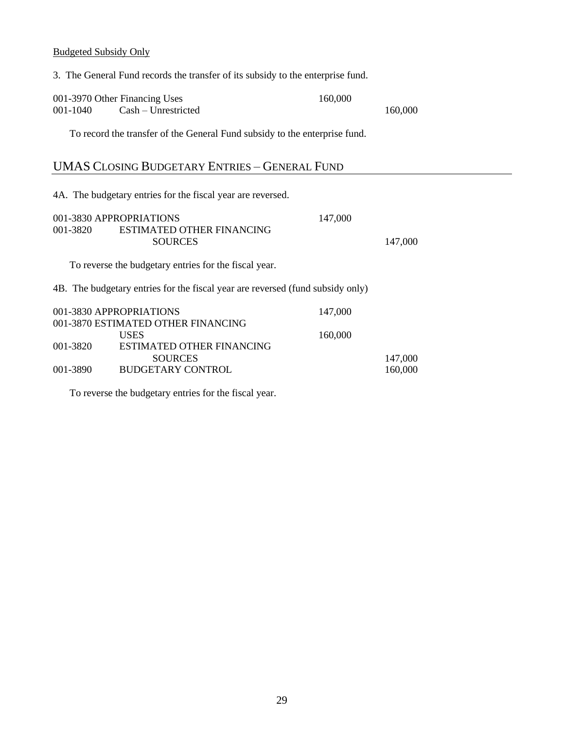<u>Budgeted Subsidy Only</u>

3. The General Fund records the transfer of its subsidy to the enterprise fund.

| Account | Description | Debit | Credit |
|---|---|---|---|
| 001-3970 | Other Financing Uses | 160,000 | |
| 001-1040 | Cash – Unrestricted | | 160,000 |

To record the transfer of the General Fund subsidy to the enterprise fund.

## UMAS CLOSING BUDGETARY ENTRIES – GENERAL FUND

4A. The budgetary entries for the fiscal year are reversed.

| Account | Description | Debit | Credit |
|---|---|---|---|
| 001-3830 | APPROPRIATIONS | 147,000 | |
| 001-3820 | ESTIMATED OTHER FINANCING SOURCES | | 147,000 |

To reverse the budgetary entries for the fiscal year.

4B. The budgetary entries for the fiscal year are reversed (fund subsidy only)

| Account | Description | Debit | Credit |
|---|---|---|---|
| 001-3830 | APPROPRIATIONS | 147,000 | |
| 001-3870 | ESTIMATED OTHER FINANCING USES | 160,000 | |
| 001-3820 | ESTIMATED OTHER FINANCING SOURCES | | 147,000 |
| 001-3890 | BUDGETARY CONTROL | | 160,000 |

To reverse the budgetary entries for the fiscal year.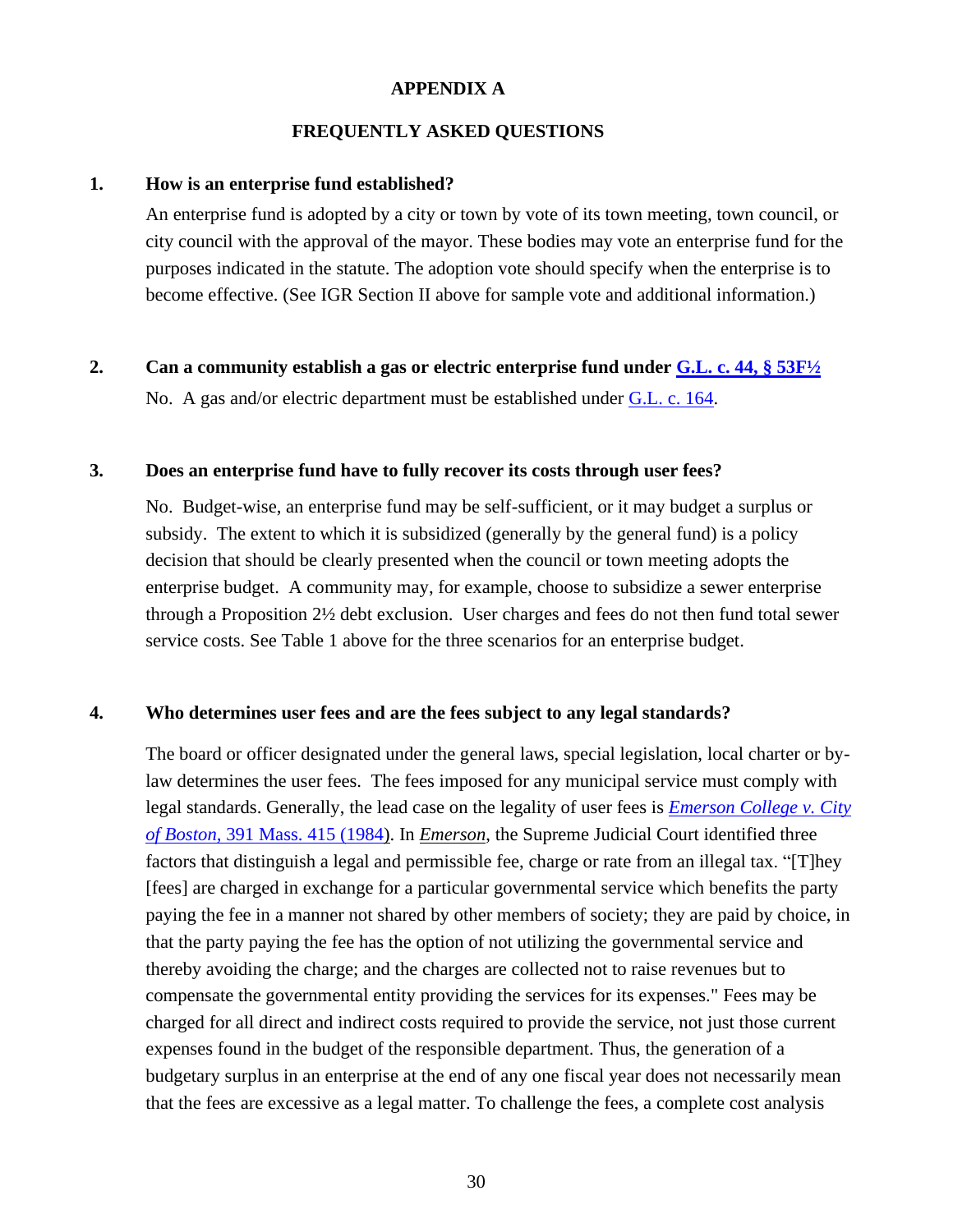# APPENDIX A

## FREQUENTLY ASKED QUESTIONS

**1. How is an enterprise fund established?**

An enterprise fund is adopted by a city or town by vote of its town meeting, town council, or city council with the approval of the mayor. These bodies may vote an enterprise fund for the purposes indicated in the statute. The adoption vote should specify when the enterprise is to become effective. (See IGR Section II above for sample vote and additional information.)

**2. Can a community establish a gas or electric enterprise fund under [G.L. c. 44, § 53F½](#)**

No. A gas and/or electric department must be established under [G.L. c. 164](#).

**3. Does an enterprise fund have to fully recover its costs through user fees?**

No. Budget-wise, an enterprise fund may be self-sufficient, or it may budget a surplus or subsidy. The extent to which it is subsidized (generally by the general fund) is a policy decision that should be clearly presented when the council or town meeting adopts the enterprise budget. A community may, for example, choose to subsidize a sewer enterprise through a Proposition 2½ debt exclusion. User charges and fees do not then fund total sewer service costs. See Table 1 above for the three scenarios for an enterprise budget.

**4. Who determines user fees and are the fees subject to any legal standards?**

The board or officer designated under the general laws, special legislation, local charter or by-law determines the user fees. The fees imposed for any municipal service must comply with legal standards. Generally, the lead case on the legality of user fees is [*Emerson College v. City of Boston*, 391 Mass. 415 (1984)](#). In *Emerson*, the Supreme Judicial Court identified three factors that distinguish a legal and permissible fee, charge or rate from an illegal tax. "[T]hey [fees] are charged in exchange for a particular governmental service which benefits the party paying the fee in a manner not shared by other members of society; they are paid by choice, in that the party paying the fee has the option of not utilizing the governmental service and thereby avoiding the charge; and the charges are collected not to raise revenues but to compensate the governmental entity providing the services for its expenses." Fees may be charged for all direct and indirect costs required to provide the service, not just those current expenses found in the budget of the responsible department. Thus, the generation of a budgetary surplus in an enterprise at the end of any one fiscal year does not necessarily mean that the fees are excessive as a legal matter. To challenge the fees, a complete cost analysis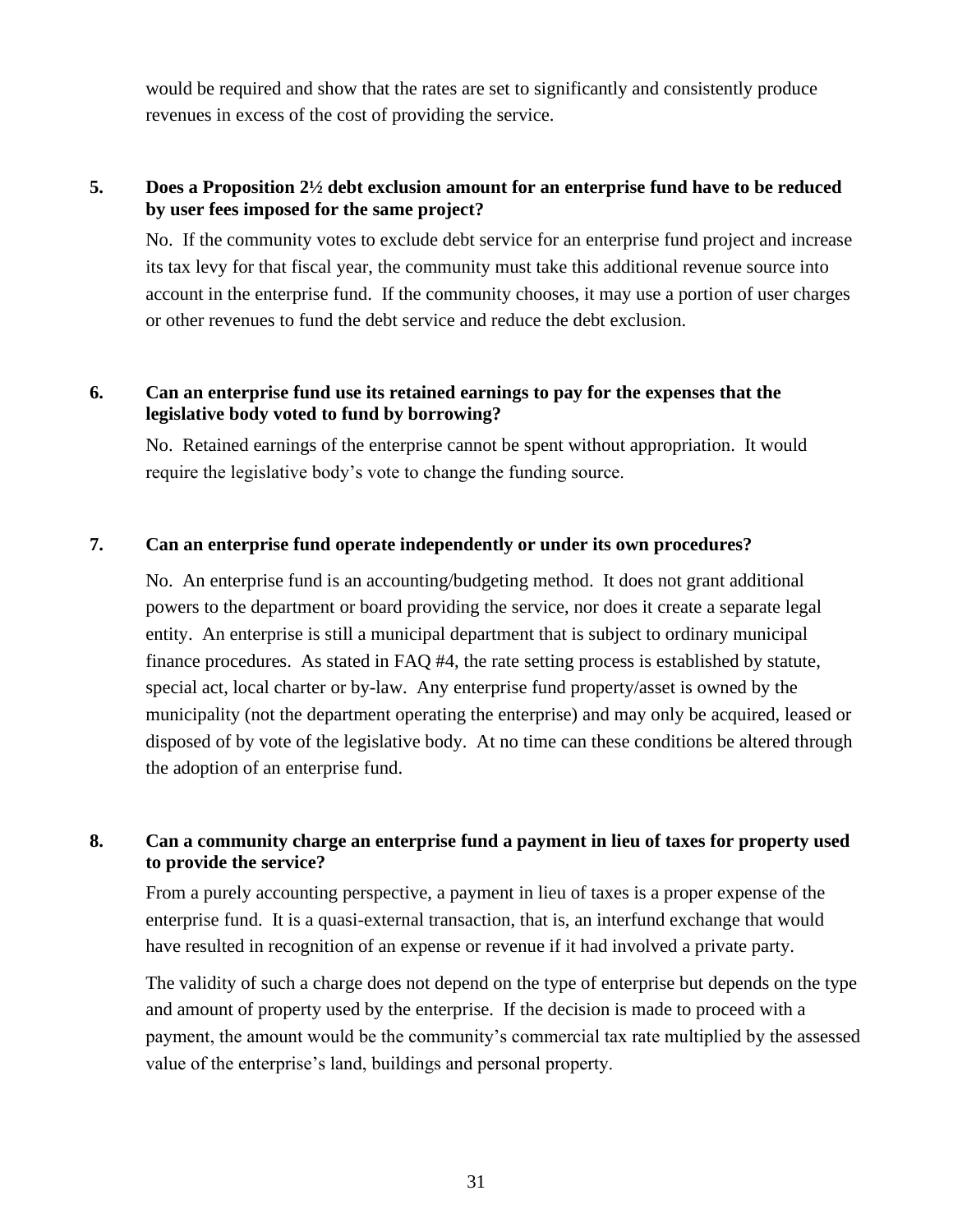would be required and show that the rates are set to significantly and consistently produce revenues in excess of the cost of providing the service.

**5. Does a Proposition 2½ debt exclusion amount for an enterprise fund have to be reduced by user fees imposed for the same project?**

No. If the community votes to exclude debt service for an enterprise fund project and increase its tax levy for that fiscal year, the community must take this additional revenue source into account in the enterprise fund. If the community chooses, it may use a portion of user charges or other revenues to fund the debt service and reduce the debt exclusion.

**6. Can an enterprise fund use its retained earnings to pay for the expenses that the legislative body voted to fund by borrowing?**

No. Retained earnings of the enterprise cannot be spent without appropriation. It would require the legislative body's vote to change the funding source.

**7. Can an enterprise fund operate independently or under its own procedures?**

No. An enterprise fund is an accounting/budgeting method. It does not grant additional powers to the department or board providing the service, nor does it create a separate legal entity. An enterprise is still a municipal department that is subject to ordinary municipal finance procedures. As stated in FAQ #4, the rate setting process is established by statute, special act, local charter or by-law. Any enterprise fund property/asset is owned by the municipality (not the department operating the enterprise) and may only be acquired, leased or disposed of by vote of the legislative body. At no time can these conditions be altered through the adoption of an enterprise fund.

**8. Can a community charge an enterprise fund a payment in lieu of taxes for property used to provide the service?**

From a purely accounting perspective, a payment in lieu of taxes is a proper expense of the enterprise fund. It is a quasi-external transaction, that is, an interfund exchange that would have resulted in recognition of an expense or revenue if it had involved a private party.

The validity of such a charge does not depend on the type of enterprise but depends on the type and amount of property used by the enterprise. If the decision is made to proceed with a payment, the amount would be the community's commercial tax rate multiplied by the assessed value of the enterprise's land, buildings and personal property.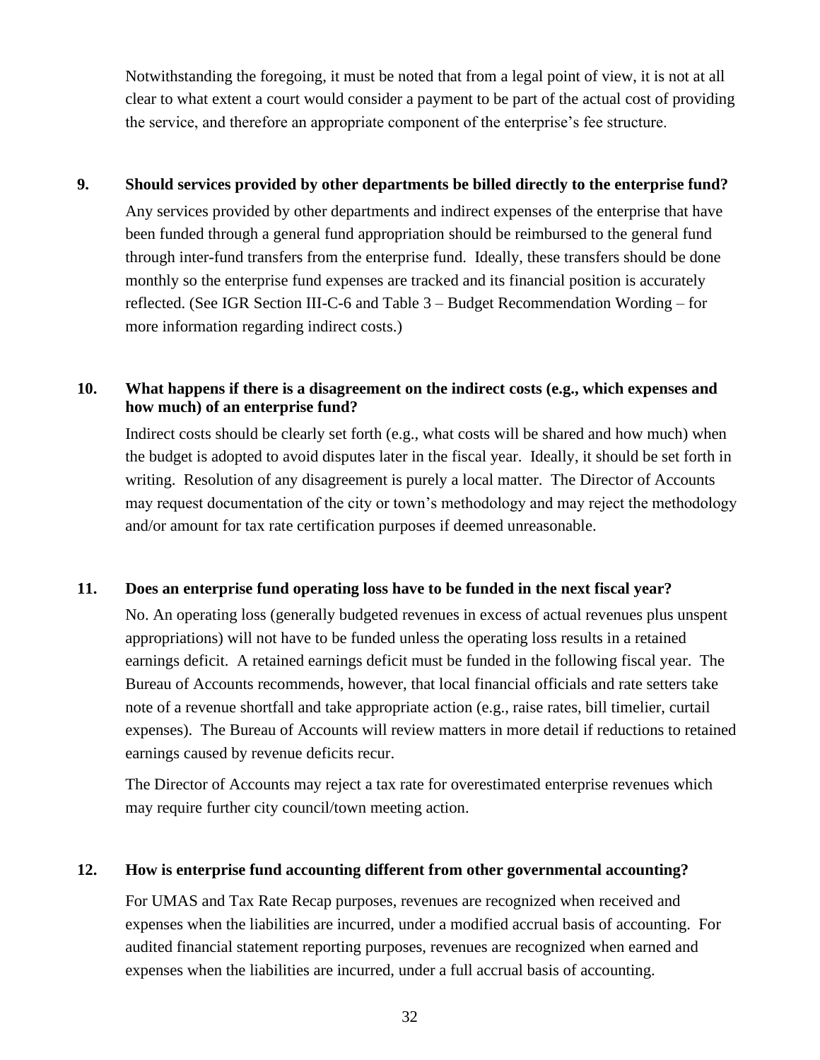Notwithstanding the foregoing, it must be noted that from a legal point of view, it is not at all clear to what extent a court would consider a payment to be part of the actual cost of providing the service, and therefore an appropriate component of the enterprise's fee structure.

**9. Should services provided by other departments be billed directly to the enterprise fund?**

Any services provided by other departments and indirect expenses of the enterprise that have been funded through a general fund appropriation should be reimbursed to the general fund through inter-fund transfers from the enterprise fund. Ideally, these transfers should be done monthly so the enterprise fund expenses are tracked and its financial position is accurately reflected. (See IGR Section III-C-6 and Table 3 – Budget Recommendation Wording – for more information regarding indirect costs.)

**10. What happens if there is a disagreement on the indirect costs (e.g., which expenses and how much) of an enterprise fund?**

Indirect costs should be clearly set forth (e.g., what costs will be shared and how much) when the budget is adopted to avoid disputes later in the fiscal year. Ideally, it should be set forth in writing. Resolution of any disagreement is purely a local matter. The Director of Accounts may request documentation of the city or town's methodology and may reject the methodology and/or amount for tax rate certification purposes if deemed unreasonable.

**11. Does an enterprise fund operating loss have to be funded in the next fiscal year?**

No. An operating loss (generally budgeted revenues in excess of actual revenues plus unspent appropriations) will not have to be funded unless the operating loss results in a retained earnings deficit. A retained earnings deficit must be funded in the following fiscal year. The Bureau of Accounts recommends, however, that local financial officials and rate setters take note of a revenue shortfall and take appropriate action (e.g., raise rates, bill timelier, curtail expenses). The Bureau of Accounts will review matters in more detail if reductions to retained earnings caused by revenue deficits recur.

The Director of Accounts may reject a tax rate for overestimated enterprise revenues which may require further city council/town meeting action.

**12. How is enterprise fund accounting different from other governmental accounting?**

For UMAS and Tax Rate Recap purposes, revenues are recognized when received and expenses when the liabilities are incurred, under a modified accrual basis of accounting. For audited financial statement reporting purposes, revenues are recognized when earned and expenses when the liabilities are incurred, under a full accrual basis of accounting.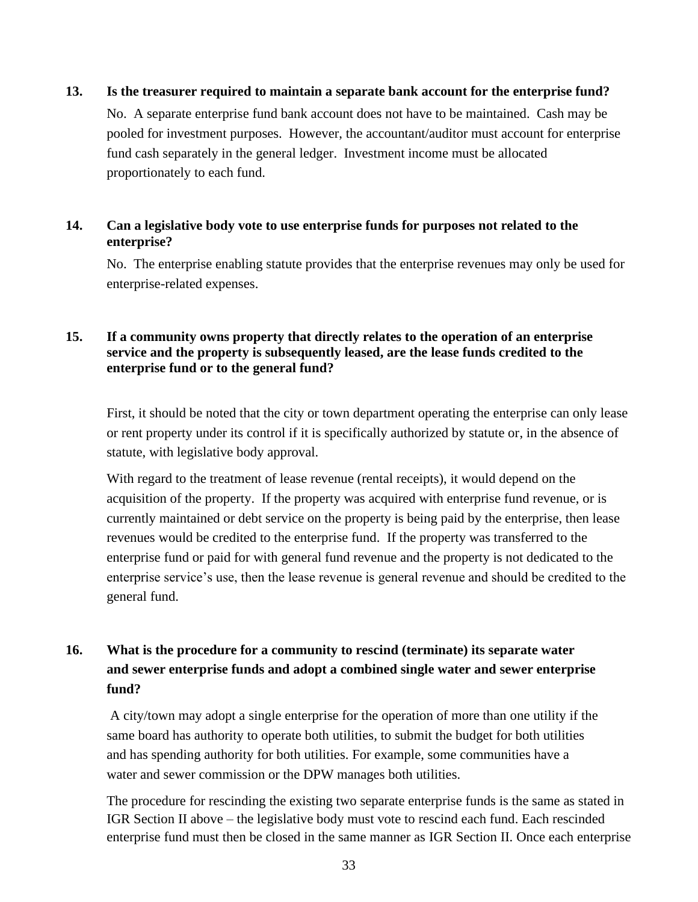**13. Is the treasurer required to maintain a separate bank account for the enterprise fund?**

No. A separate enterprise fund bank account does not have to be maintained. Cash may be pooled for investment purposes. However, the accountant/auditor must account for enterprise fund cash separately in the general ledger. Investment income must be allocated proportionately to each fund.

**14. Can a legislative body vote to use enterprise funds for purposes not related to the enterprise?**

No. The enterprise enabling statute provides that the enterprise revenues may only be used for enterprise-related expenses.

**15. If a community owns property that directly relates to the operation of an enterprise service and the property is subsequently leased, are the lease funds credited to the enterprise fund or to the general fund?**

First, it should be noted that the city or town department operating the enterprise can only lease or rent property under its control if it is specifically authorized by statute or, in the absence of statute, with legislative body approval.

With regard to the treatment of lease revenue (rental receipts), it would depend on the acquisition of the property. If the property was acquired with enterprise fund revenue, or is currently maintained or debt service on the property is being paid by the enterprise, then lease revenues would be credited to the enterprise fund. If the property was transferred to the enterprise fund or paid for with general fund revenue and the property is not dedicated to the enterprise service's use, then the lease revenue is general revenue and should be credited to the general fund.

**16. What is the procedure for a community to rescind (terminate) its separate water and sewer enterprise funds and adopt a combined single water and sewer enterprise fund?**

A city/town may adopt a single enterprise for the operation of more than one utility if the same board has authority to operate both utilities, to submit the budget for both utilities and has spending authority for both utilities. For example, some communities have a water and sewer commission or the DPW manages both utilities.

The procedure for rescinding the existing two separate enterprise funds is the same as stated in IGR Section II above – the legislative body must vote to rescind each fund. Each rescinded enterprise fund must then be closed in the same manner as IGR Section II. Once each enterprise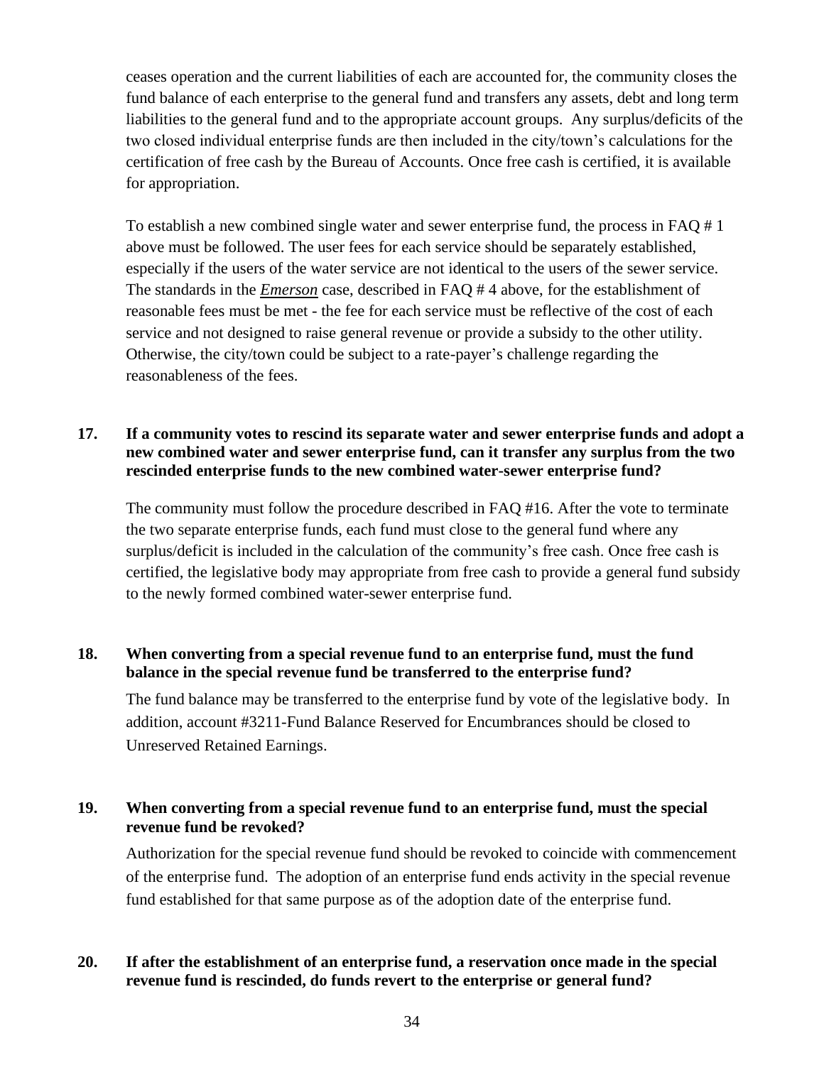ceases operation and the current liabilities of each are accounted for, the community closes the fund balance of each enterprise to the general fund and transfers any assets, debt and long term liabilities to the general fund and to the appropriate account groups. Any surplus/deficits of the two closed individual enterprise funds are then included in the city/town's calculations for the certification of free cash by the Bureau of Accounts. Once free cash is certified, it is available for appropriation.

To establish a new combined single water and sewer enterprise fund, the process in FAQ # 1 above must be followed. The user fees for each service should be separately established, especially if the users of the water service are not identical to the users of the sewer service. The standards in the ***Emerson*** case, described in FAQ # 4 above, for the establishment of reasonable fees must be met - the fee for each service must be reflective of the cost of each service and not designed to raise general revenue or provide a subsidy to the other utility. Otherwise, the city/town could be subject to a rate-payer's challenge regarding the reasonableness of the fees.

**17. If a community votes to rescind its separate water and sewer enterprise funds and adopt a new combined water and sewer enterprise fund, can it transfer any surplus from the two rescinded enterprise funds to the new combined water-sewer enterprise fund?**

The community must follow the procedure described in FAQ #16. After the vote to terminate the two separate enterprise funds, each fund must close to the general fund where any surplus/deficit is included in the calculation of the community's free cash. Once free cash is certified, the legislative body may appropriate from free cash to provide a general fund subsidy to the newly formed combined water-sewer enterprise fund.

**18. When converting from a special revenue fund to an enterprise fund, must the fund balance in the special revenue fund be transferred to the enterprise fund?**

The fund balance may be transferred to the enterprise fund by vote of the legislative body. In addition, account #3211-Fund Balance Reserved for Encumbrances should be closed to Unreserved Retained Earnings.

**19. When converting from a special revenue fund to an enterprise fund, must the special revenue fund be revoked?**

Authorization for the special revenue fund should be revoked to coincide with commencement of the enterprise fund. The adoption of an enterprise fund ends activity in the special revenue fund established for that same purpose as of the adoption date of the enterprise fund.

**20. If after the establishment of an enterprise fund, a reservation once made in the special revenue fund is rescinded, do funds revert to the enterprise or general fund?**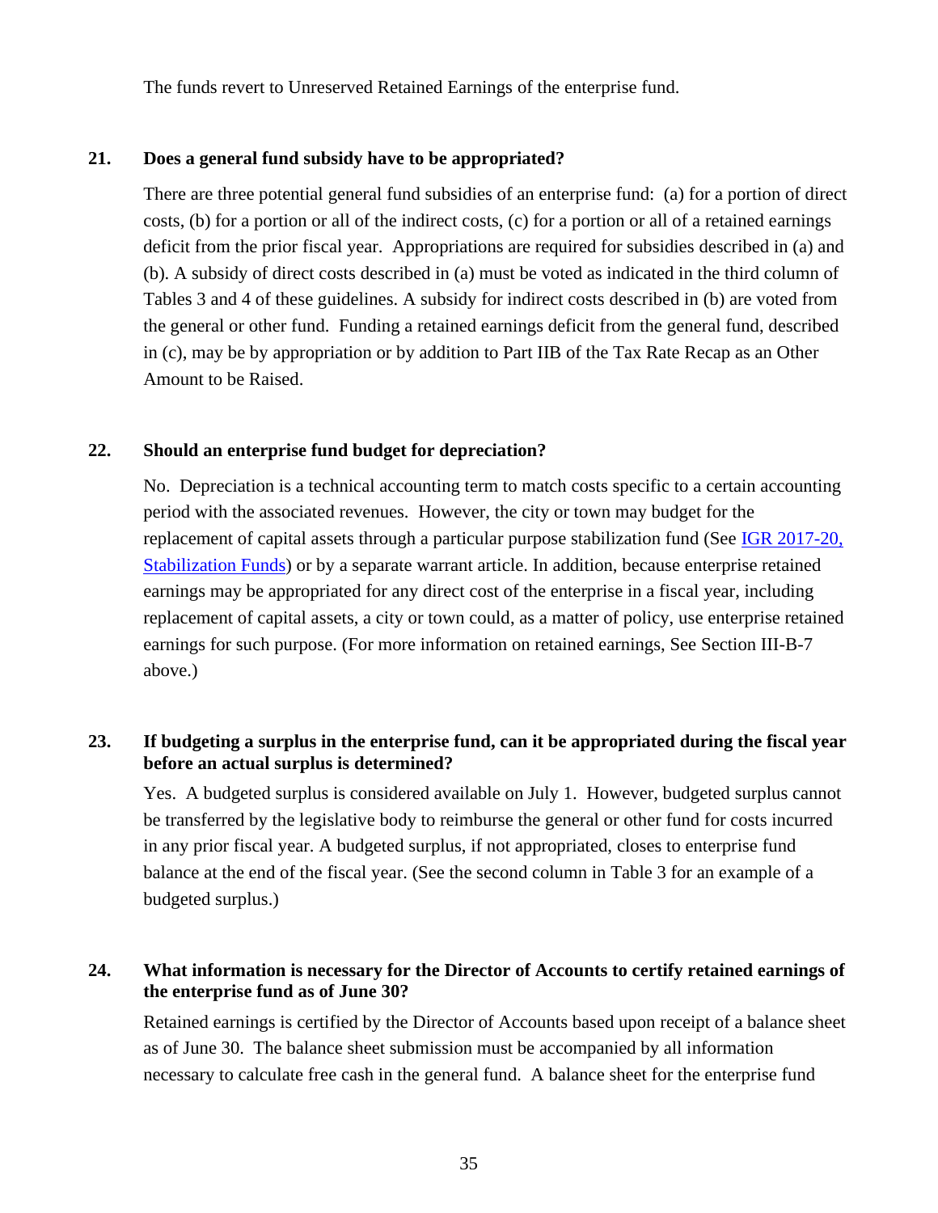The funds revert to Unreserved Retained Earnings of the enterprise fund.

**21. Does a general fund subsidy have to be appropriated?**

There are three potential general fund subsidies of an enterprise fund: (a) for a portion of direct costs, (b) for a portion or all of the indirect costs, (c) for a portion or all of a retained earnings deficit from the prior fiscal year. Appropriations are required for subsidies described in (a) and (b). A subsidy of direct costs described in (a) must be voted as indicated in the third column of Tables 3 and 4 of these guidelines. A subsidy for indirect costs described in (b) are voted from the general or other fund. Funding a retained earnings deficit from the general fund, described in (c), may be by appropriation or by addition to Part IIB of the Tax Rate Recap as an Other Amount to be Raised.

**22. Should an enterprise fund budget for depreciation?**

No. Depreciation is a technical accounting term to match costs specific to a certain accounting period with the associated revenues. However, the city or town may budget for the replacement of capital assets through a particular purpose stabilization fund (See IGR 2017-20, Stabilization Funds) or by a separate warrant article. In addition, because enterprise retained earnings may be appropriated for any direct cost of the enterprise in a fiscal year, including replacement of capital assets, a city or town could, as a matter of policy, use enterprise retained earnings for such purpose. (For more information on retained earnings, See Section III-B-7 above.)

**23. If budgeting a surplus in the enterprise fund, can it be appropriated during the fiscal year before an actual surplus is determined?**

Yes. A budgeted surplus is considered available on July 1. However, budgeted surplus cannot be transferred by the legislative body to reimburse the general or other fund for costs incurred in any prior fiscal year. A budgeted surplus, if not appropriated, closes to enterprise fund balance at the end of the fiscal year. (See the second column in Table 3 for an example of a budgeted surplus.)

**24. What information is necessary for the Director of Accounts to certify retained earnings of the enterprise fund as of June 30?**

Retained earnings is certified by the Director of Accounts based upon receipt of a balance sheet as of June 30. The balance sheet submission must be accompanied by all information necessary to calculate free cash in the general fund. A balance sheet for the enterprise fund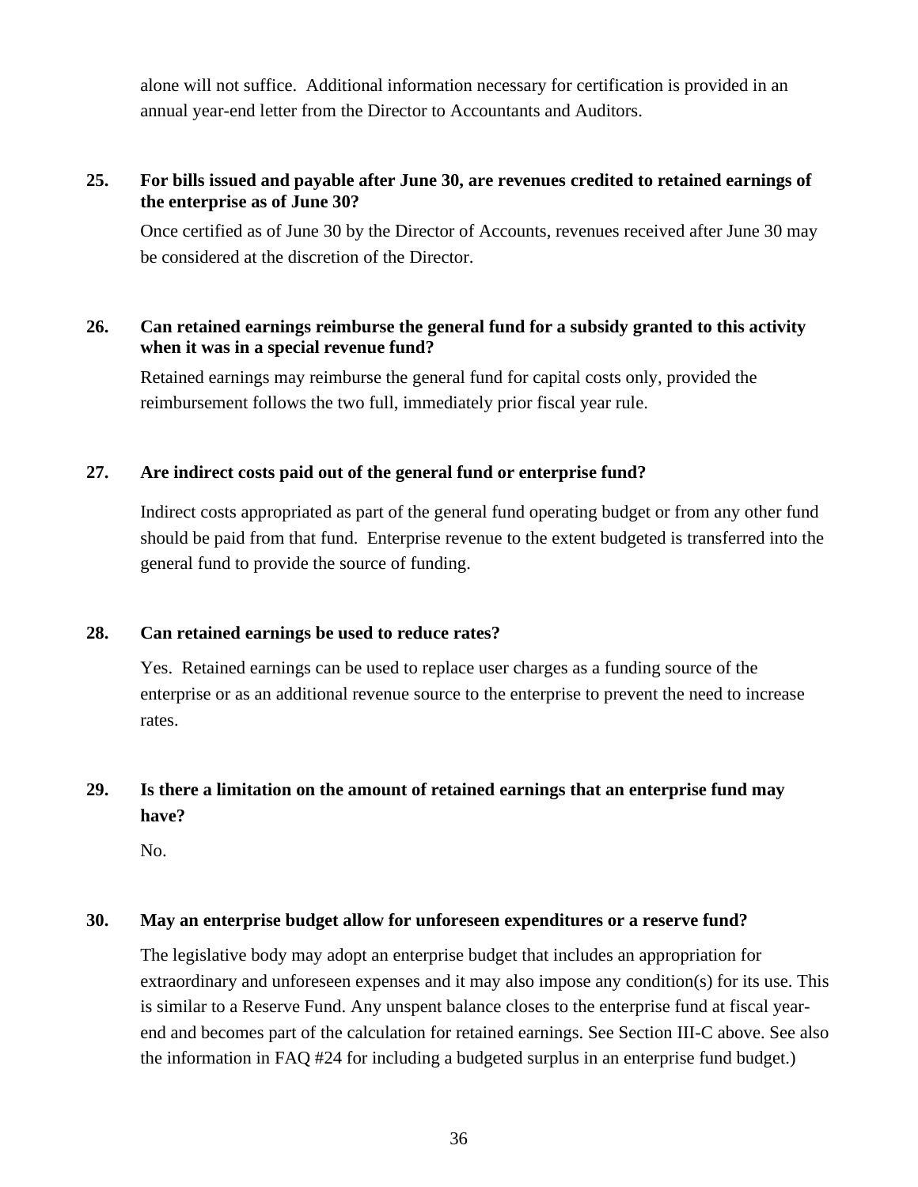alone will not suffice. Additional information necessary for certification is provided in an annual year-end letter from the Director to Accountants and Auditors.

**25. For bills issued and payable after June 30, are revenues credited to retained earnings of the enterprise as of June 30?**

Once certified as of June 30 by the Director of Accounts, revenues received after June 30 may be considered at the discretion of the Director.

**26. Can retained earnings reimburse the general fund for a subsidy granted to this activity when it was in a special revenue fund?**

Retained earnings may reimburse the general fund for capital costs only, provided the reimbursement follows the two full, immediately prior fiscal year rule.

**27. Are indirect costs paid out of the general fund or enterprise fund?**

Indirect costs appropriated as part of the general fund operating budget or from any other fund should be paid from that fund. Enterprise revenue to the extent budgeted is transferred into the general fund to provide the source of funding.

**28. Can retained earnings be used to reduce rates?**

Yes. Retained earnings can be used to replace user charges as a funding source of the enterprise or as an additional revenue source to the enterprise to prevent the need to increase rates.

**29. Is there a limitation on the amount of retained earnings that an enterprise fund may have?**

No.

**30. May an enterprise budget allow for unforeseen expenditures or a reserve fund?**

The legislative body may adopt an enterprise budget that includes an appropriation for extraordinary and unforeseen expenses and it may also impose any condition(s) for its use. This is similar to a Reserve Fund. Any unspent balance closes to the enterprise fund at fiscal year-end and becomes part of the calculation for retained earnings. See Section III-C above. See also the information in FAQ #24 for including a budgeted surplus in an enterprise fund budget.)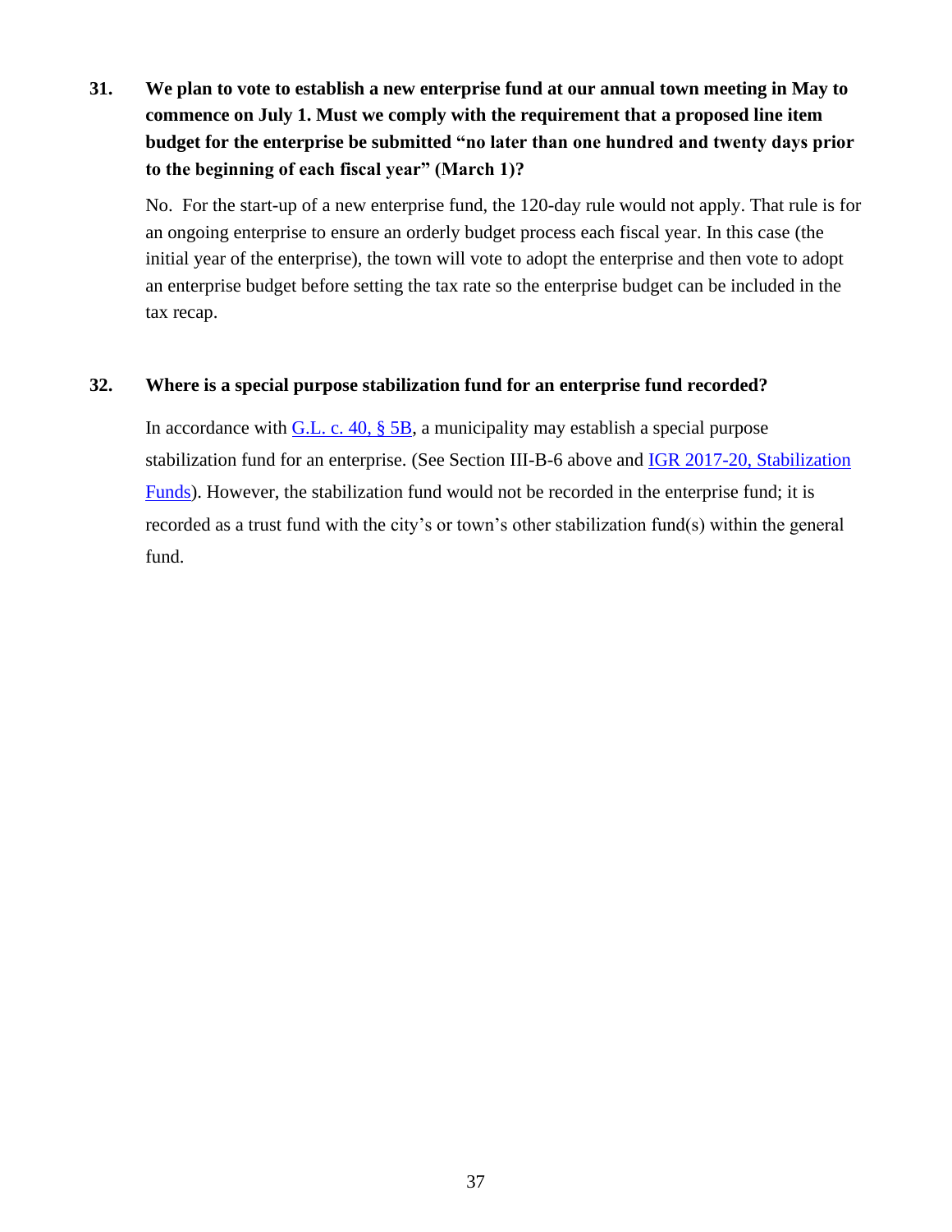**31. We plan to vote to establish a new enterprise fund at our annual town meeting in May to commence on July 1. Must we comply with the requirement that a proposed line item budget for the enterprise be submitted "no later than one hundred and twenty days prior to the beginning of each fiscal year" (March 1)?**

No. For the start-up of a new enterprise fund, the 120-day rule would not apply. That rule is for an ongoing enterprise to ensure an orderly budget process each fiscal year. In this case (the initial year of the enterprise), the town will vote to adopt the enterprise and then vote to adopt an enterprise budget before setting the tax rate so the enterprise budget can be included in the tax recap.

**32. Where is a special purpose stabilization fund for an enterprise fund recorded?**

In accordance with G.L. c. 40, § 5B, a municipality may establish a special purpose stabilization fund for an enterprise. (See Section III-B-6 above and IGR 2017-20, Stabilization Funds). However, the stabilization fund would not be recorded in the enterprise fund; it is recorded as a trust fund with the city's or town's other stabilization fund(s) within the general fund.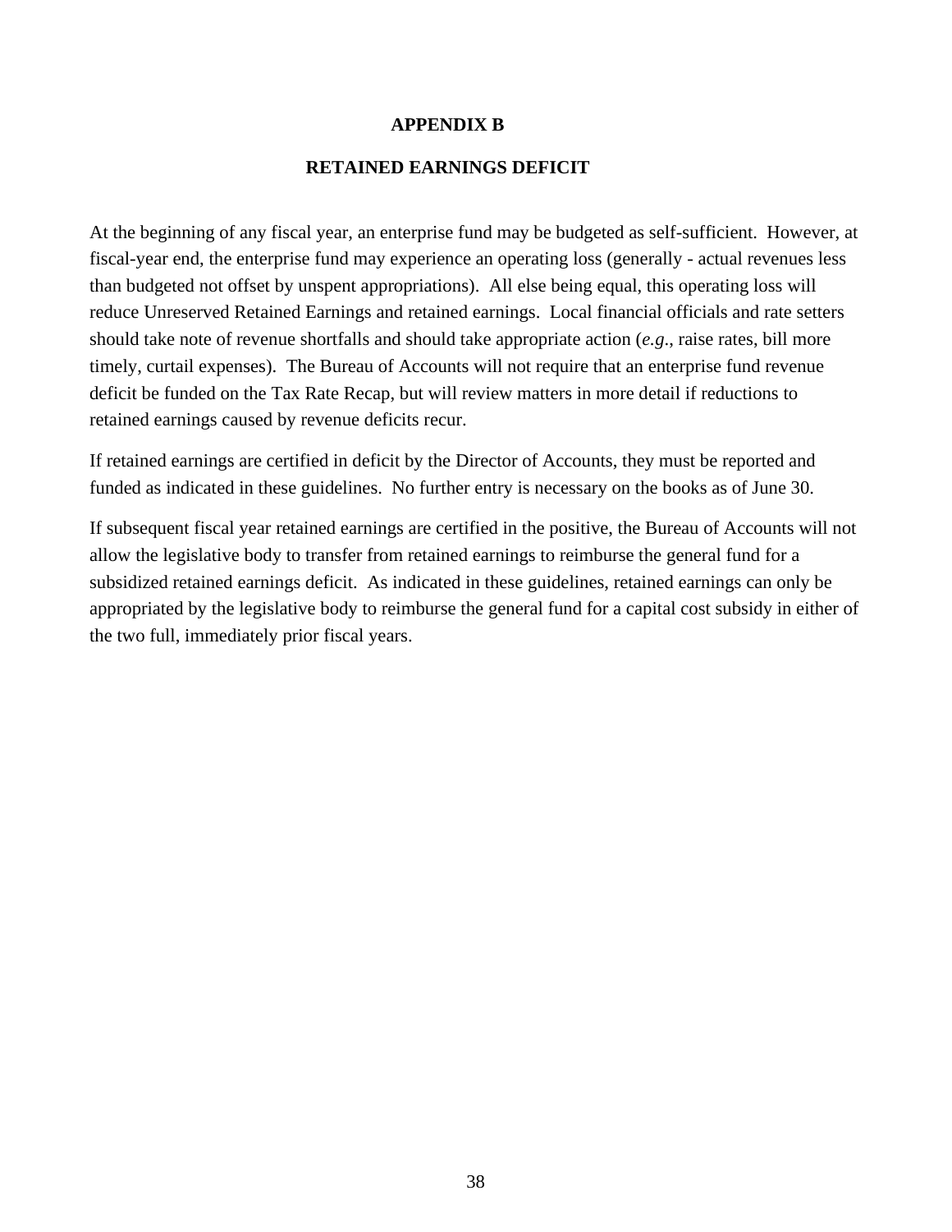# APPENDIX B

## RETAINED EARNINGS DEFICIT

At the beginning of any fiscal year, an enterprise fund may be budgeted as self-sufficient. However, at fiscal-year end, the enterprise fund may experience an operating loss (generally - actual revenues less than budgeted not offset by unspent appropriations). All else being equal, this operating loss will reduce Unreserved Retained Earnings and retained earnings. Local financial officials and rate setters should take note of revenue shortfalls and should take appropriate action (*e.g*., raise rates, bill more timely, curtail expenses). The Bureau of Accounts will not require that an enterprise fund revenue deficit be funded on the Tax Rate Recap, but will review matters in more detail if reductions to retained earnings caused by revenue deficits recur.

If retained earnings are certified in deficit by the Director of Accounts, they must be reported and funded as indicated in these guidelines. No further entry is necessary on the books as of June 30.

If subsequent fiscal year retained earnings are certified in the positive, the Bureau of Accounts will not allow the legislative body to transfer from retained earnings to reimburse the general fund for a subsidized retained earnings deficit. As indicated in these guidelines, retained earnings can only be appropriated by the legislative body to reimburse the general fund for a capital cost subsidy in either of the two full, immediately prior fiscal years.